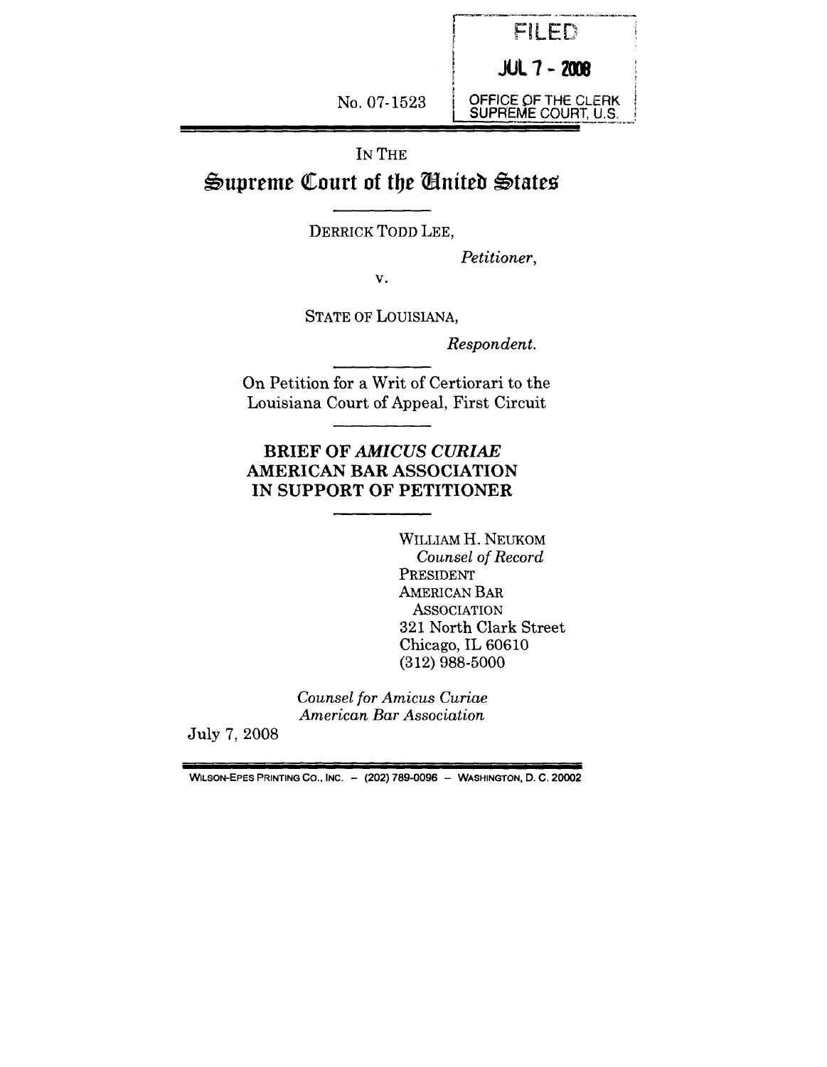FILED

JUL 7 - 2008

OFFICE OF THE CLERK
SUPREME COURT, U.S.

No. 07-1523

IN THE

# Supreme Court of the United States

DERRICK TODD LEE,

*Petitioner*,

v.

STATE OF LOUISIANA,

*Respondent*.

On Petition for a Writ of Certiorari to the Louisiana Court of Appeal, First Circuit

## BRIEF OF *AMICUS CURIAE* AMERICAN BAR ASSOCIATION IN SUPPORT OF PETITIONER

WILLIAM H. NEUKOM
*Counsel of Record*
PRESIDENT
AMERICAN BAR ASSOCIATION
321 North Clark Street
Chicago, IL 60610
(312) 988-5000

*Counsel for Amicus Curiae American Bar Association*

July 7, 2008

WILSON-EPES PRINTING CO., INC. – (202) 789-0096 – WASHINGTON, D. C. 20002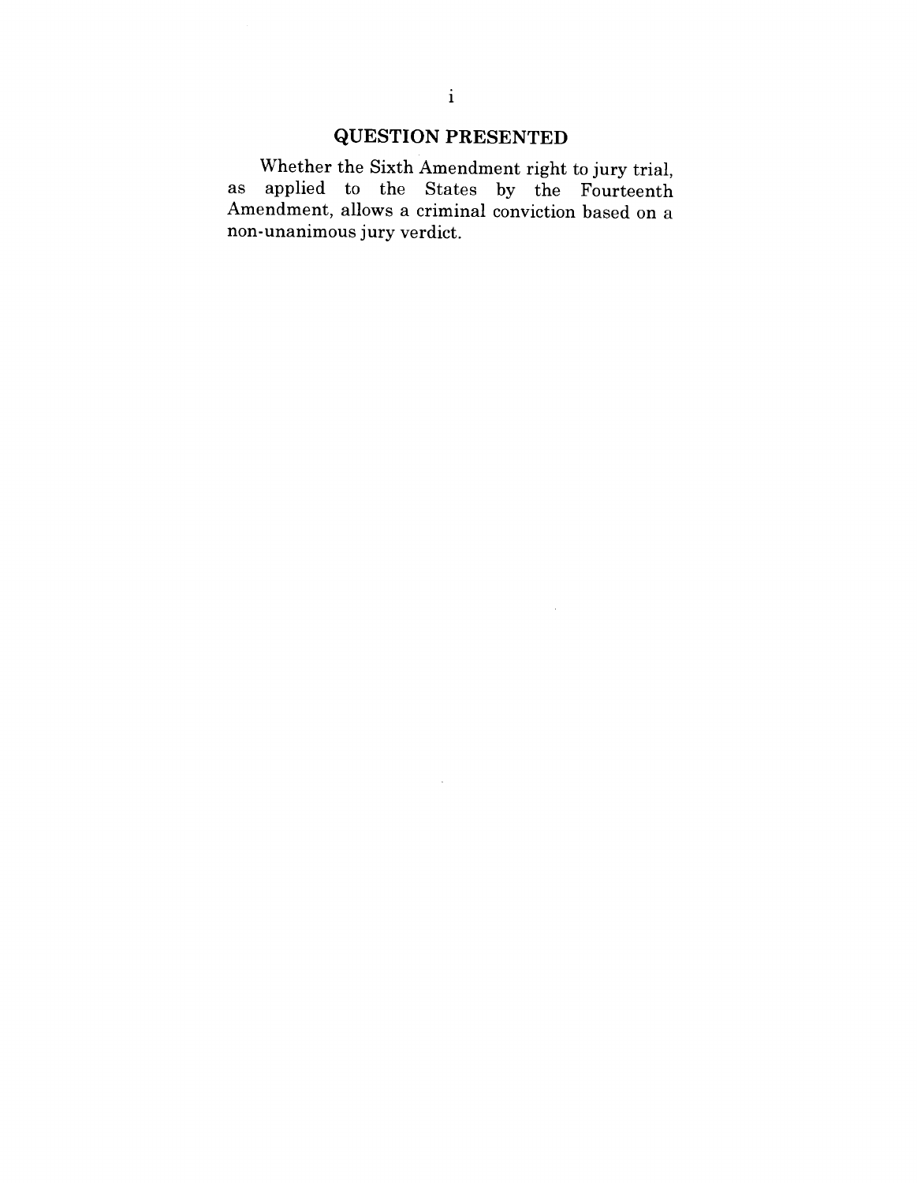# QUESTION PRESENTED

Whether the Sixth Amendment right to jury trial, as applied to the States by the Fourteenth Amendment, allows a criminal conviction based on a non-unanimous jury verdict.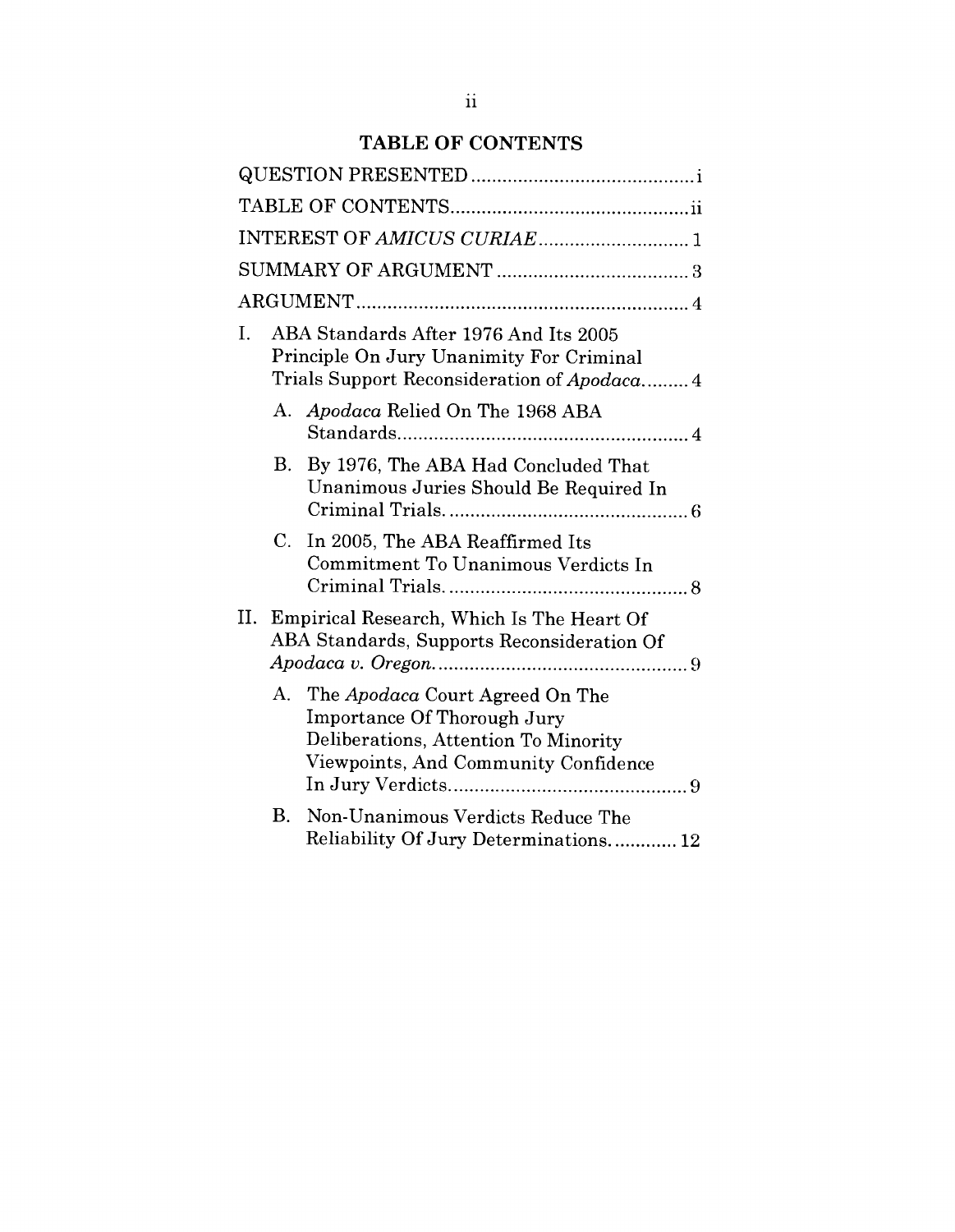## TABLE OF CONTENTS

QUESTION PRESENTED .......................................... i

TABLE OF CONTENTS .......................................... ii

INTEREST OF *AMICUS CURIAE* .......................... 1

SUMMARY OF ARGUMENT .................................. 3

ARGUMENT ............................................................ 4

I. ABA Standards After 1976 And Its 2005 Principle On Jury Unanimity For Criminal Trials Support Reconsideration of *Apodaca*......... 4

   A. *Apodaca* Relied On The 1968 ABA Standards ....................................................... 4

   B. By 1976, The ABA Had Concluded That Unanimous Juries Should Be Required In Criminal Trials. ............................................. 6

   C. In 2005, The ABA Reaffirmed Its Commitment To Unanimous Verdicts In Criminal Trials. ............................................. 8

II. Empirical Research, Which Is The Heart Of ABA Standards, Supports Reconsideration Of *Apodaca v. Oregon*. ............................................... 9

   A. The *Apodaca* Court Agreed On The Importance Of Thorough Jury Deliberations, Attention To Minority Viewpoints, And Community Confidence In Jury Verdicts ............................................ 9

   B. Non-Unanimous Verdicts Reduce The Reliability Of Jury Determinations. ........... 12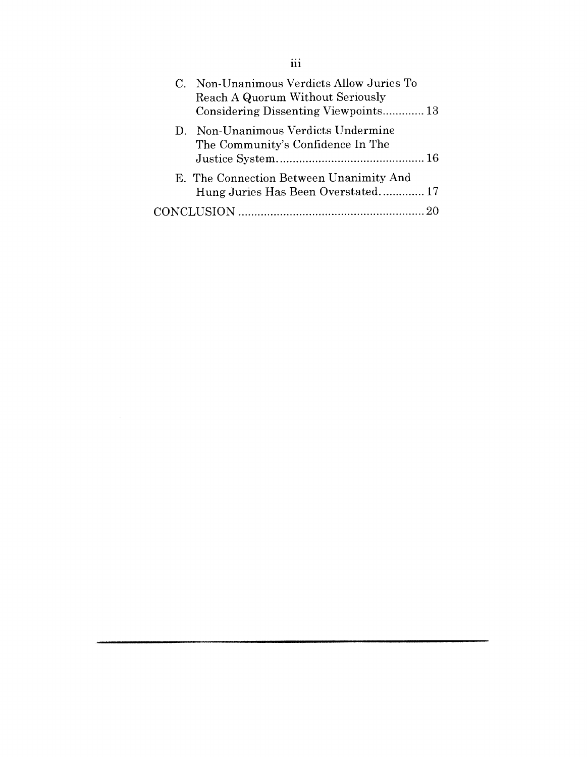C. Non-Unanimous Verdicts Allow Juries To Reach A Quorum Without Seriously Considering Dissenting Viewpoints............ 13

D. Non-Unanimous Verdicts Undermine The Community's Confidence In The Justice System............................................ 16

E. The Connection Between Unanimity And Hung Juries Has Been Overstated............. 17

CONCLUSION ........................................................ 20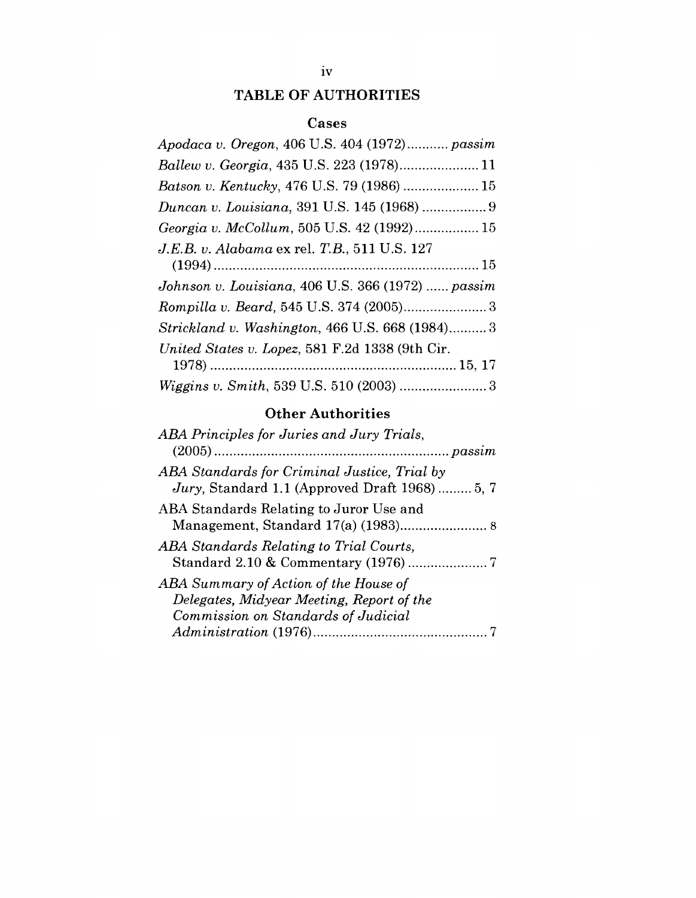# TABLE OF AUTHORITIES

## Cases

*Apodaca v. Oregon*, 406 U.S. 404 (1972) ........... *passim*

*Ballew v. Georgia*, 435 U.S. 223 (1978) ..................... 11

*Batson v. Kentucky*, 476 U.S. 79 (1986) .................... 15

*Duncan v. Louisiana*, 391 U.S. 145 (1968) ................. 9

*Georgia v. McCollum*, 505 U.S. 42 (1992) ................. 15

*J.E.B. v. Alabama* ex rel. *T.B.*, 511 U.S. 127 (1994) ..................................................................... 15

*Johnson v. Louisiana*, 406 U.S. 366 (1972) ...... *passim*

*Rompilla v. Beard*, 545 U.S. 374 (2005) ...................... 3

*Strickland v. Washington*, 466 U.S. 668 (1984) .......... 3

*United States v. Lopez*, 581 F.2d 1338 (9th Cir. 1978) ................................................................ 15, 17

*Wiggins v. Smith*, 539 U.S. 510 (2003) ....................... 3

## Other Authorities

*ABA Principles for Juries and Jury Trials*, (2005) ............................................................. *passim*

*ABA Standards for Criminal Justice, Trial by Jury*, Standard 1.1 (Approved Draft 1968) ......... 5, 7

ABA Standards Relating to Juror Use and Management, Standard 17(a) (1983) ....................... 8

*ABA Standards Relating to Trial Courts*, Standard 2.10 & Commentary (1976) ..................... 7

*ABA Summary of Action of the House of Delegates, Midyear Meeting, Report of the Commission on Standards of Judicial Administration* (1976) .............................................. 7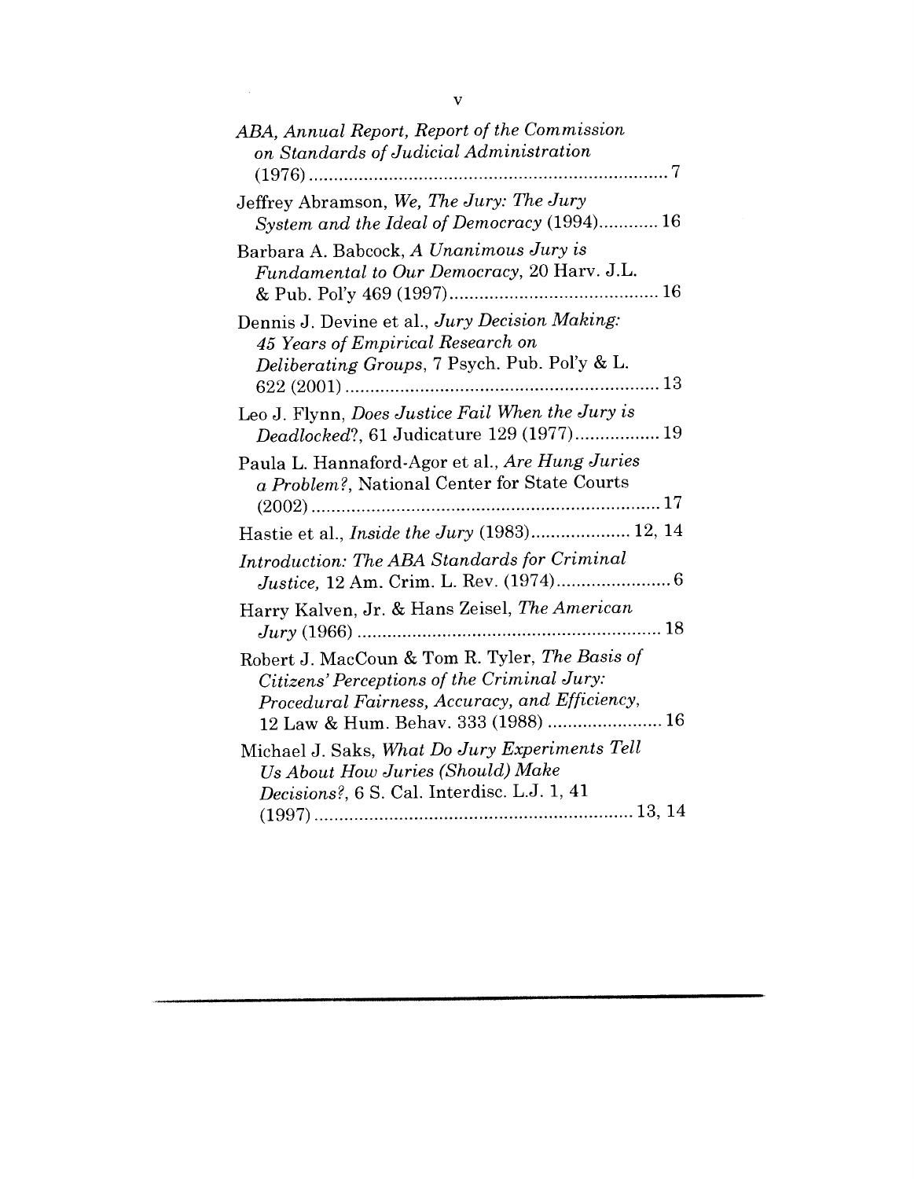*ABA, Annual Report, Report of the Commission on Standards of Judicial Administration* (1976) ........................................................................ 7

Jeffrey Abramson, *We, The Jury: The Jury System and the Ideal of Democracy* (1994)............ 16

Barbara A. Babcock, *A Unanimous Jury is Fundamental to Our Democracy*, 20 Harv. J.L. & Pub. Pol'y 469 (1997).......................................... 16

Dennis J. Devine et al., *Jury Decision Making: 45 Years of Empirical Research on Deliberating Groups*, 7 Psych. Pub. Pol'y & L. 622 (2001) .............................................................. 13

Leo J. Flynn, *Does Justice Fail When the Jury is Deadlocked?*, 61 Judicature 129 (1977)................. 19

Paula L. Hannaford-Agor et al., *Are Hung Juries a Problem?*, National Center for State Courts (2002) ...................................................................... 17

Hastie et al., *Inside the Jury* (1983).................... 12, 14

*Introduction: The ABA Standards for Criminal Justice,* 12 Am. Crim. L. Rev. (1974)....................... 6

Harry Kalven, Jr. & Hans Zeisel, *The American Jury* (1966) ............................................................ 18

Robert J. MacCoun & Tom R. Tyler, *The Basis of Citizens' Perceptions of the Criminal Jury: Procedural Fairness, Accuracy, and Efficiency*, 12 Law & Hum. Behav. 333 (1988) ....................... 16

Michael J. Saks, *What Do Jury Experiments Tell Us About How Juries (Should) Make Decisions?*, 6 S. Cal. Interdisc. L.J. 1, 41 (1997) ................................................................ 13, 14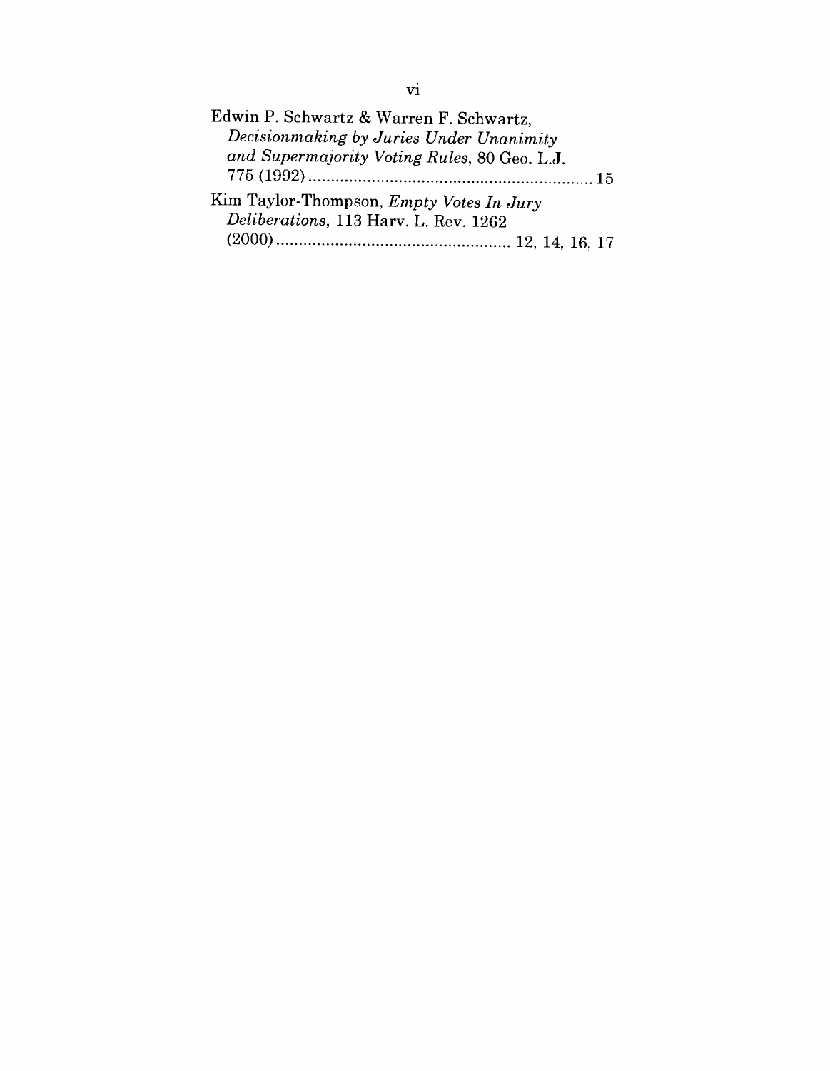Edwin P. Schwartz & Warren F. Schwartz, *Decisionmaking by Juries Under Unanimity and Supermajority Voting Rules*, 80 Geo. L.J. 775 (1992) .............................................................. 15

Kim Taylor-Thompson, *Empty Votes In Jury Deliberations*, 113 Harv. L. Rev. 1262 (2000) .................................................. 12, 14, 16, 17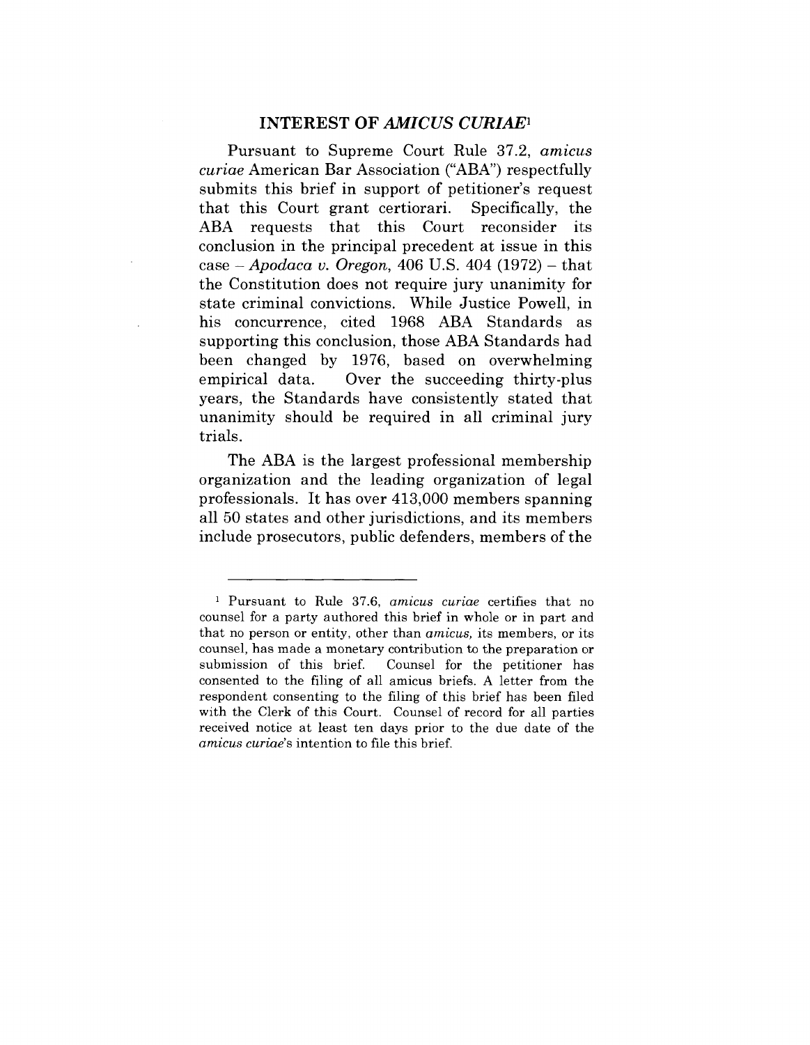## INTEREST OF *AMICUS CURIAE*[1]

Pursuant to Supreme Court Rule 37.2, *amicus curiae* American Bar Association ("ABA") respectfully submits this brief in support of petitioner's request that this Court grant certiorari. Specifically, the ABA requests that this Court reconsider its conclusion in the principal precedent at issue in this case – *Apodaca v. Oregon,* 406 U.S. 404 (1972) – that the Constitution does not require jury unanimity for state criminal convictions. While Justice Powell, in his concurrence, cited 1968 ABA Standards as supporting this conclusion, those ABA Standards had been changed by 1976, based on overwhelming empirical data. Over the succeeding thirty-plus years, the Standards have consistently stated that unanimity should be required in all criminal jury trials.

The ABA is the largest professional membership organization and the leading organization of legal professionals. It has over 413,000 members spanning all 50 states and other jurisdictions, and its members include prosecutors, public defenders, members of the

---

[1] Pursuant to Rule 37.6, *amicus curiae* certifies that no counsel for a party authored this brief in whole or in part and that no person or entity, other than *amicus,* its members, or its counsel, has made a monetary contribution to the preparation or submission of this brief. Counsel for the petitioner has consented to the filing of all amicus briefs. A letter from the respondent consenting to the filing of this brief has been filed with the Clerk of this Court. Counsel of record for all parties received notice at least ten days prior to the due date of the *amicus curiae*'s intention to file this brief.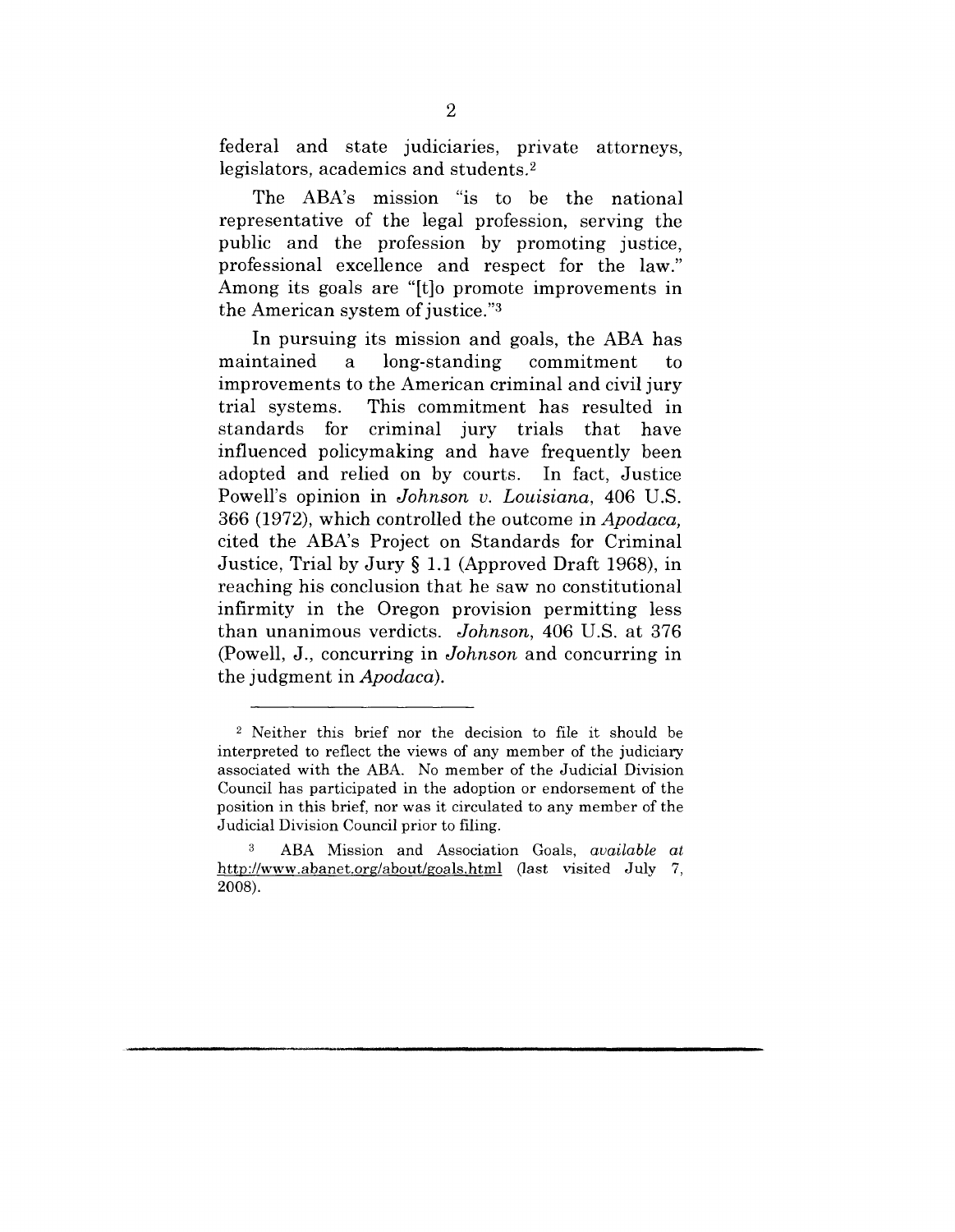federal and state judiciaries, private attorneys, legislators, academics and students.[2]

The ABA's mission "is to be the national representative of the legal profession, serving the public and the profession by promoting justice, professional excellence and respect for the law." Among its goals are "[t]o promote improvements in the American system of justice."[3]

In pursuing its mission and goals, the ABA has maintained a long-standing commitment to improvements to the American criminal and civil jury trial systems. This commitment has resulted in standards for criminal jury trials that have influenced policymaking and have frequently been adopted and relied on by courts. In fact, Justice Powell's opinion in *Johnson v. Louisiana*, 406 U.S. 366 (1972), which controlled the outcome in *Apodaca*, cited the ABA's Project on Standards for Criminal Justice, Trial by Jury § 1.1 (Approved Draft 1968), in reaching his conclusion that he saw no constitutional infirmity in the Oregon provision permitting less than unanimous verdicts. *Johnson*, 406 U.S. at 376 (Powell, J., concurring in *Johnson* and concurring in the judgment in *Apodaca*).

---

[2] Neither this brief nor the decision to file it should be interpreted to reflect the views of any member of the judiciary associated with the ABA. No member of the Judicial Division Council has participated in the adoption or endorsement of the position in this brief, nor was it circulated to any member of the Judicial Division Council prior to filing.

[3] ABA Mission and Association Goals, *available at* http://www.abanet.org/about/goals.html (last visited July 7, 2008).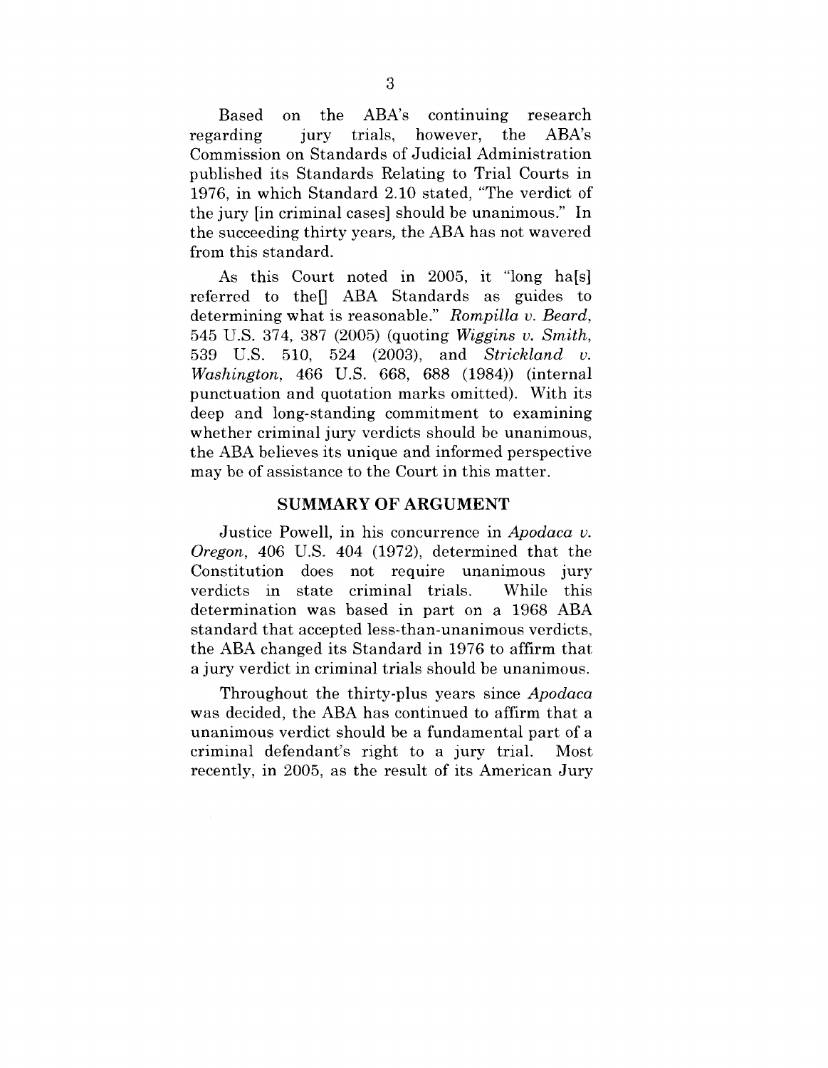Based on the ABA's continuing research regarding jury trials, however, the ABA's Commission on Standards of Judicial Administration published its Standards Relating to Trial Courts in 1976, in which Standard 2.10 stated, "The verdict of the jury [in criminal cases] should be unanimous." In the succeeding thirty years, the ABA has not wavered from this standard.

As this Court noted in 2005, it "long ha[s] referred to the[] ABA Standards as guides to determining what is reasonable." *Rompilla v. Beard*, 545 U.S. 374, 387 (2005) (quoting *Wiggins v. Smith*, 539 U.S. 510, 524 (2003), and *Strickland v. Washington*, 466 U.S. 668, 688 (1984)) (internal punctuation and quotation marks omitted). With its deep and long-standing commitment to examining whether criminal jury verdicts should be unanimous, the ABA believes its unique and informed perspective may be of assistance to the Court in this matter.

## SUMMARY OF ARGUMENT

Justice Powell, in his concurrence in *Apodaca v. Oregon*, 406 U.S. 404 (1972), determined that the Constitution does not require unanimous jury verdicts in state criminal trials. While this determination was based in part on a 1968 ABA standard that accepted less-than-unanimous verdicts, the ABA changed its Standard in 1976 to affirm that a jury verdict in criminal trials should be unanimous.

Throughout the thirty-plus years since *Apodaca* was decided, the ABA has continued to affirm that a unanimous verdict should be a fundamental part of a criminal defendant's right to a jury trial. Most recently, in 2005, as the result of its American Jury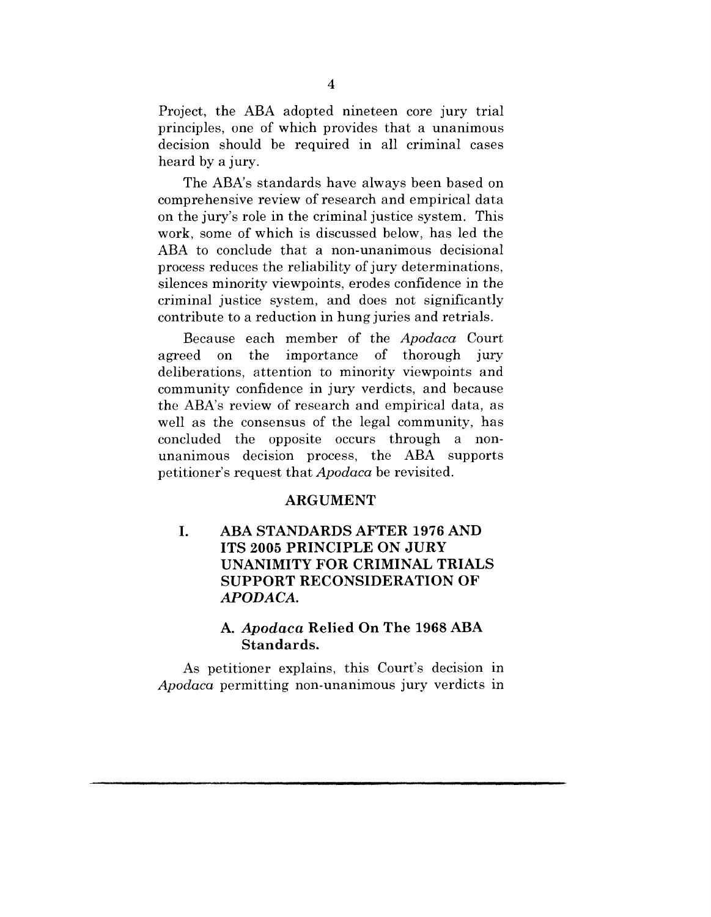Project, the ABA adopted nineteen core jury trial principles, one of which provides that a unanimous decision should be required in all criminal cases heard by a jury.

The ABA's standards have always been based on comprehensive review of research and empirical data on the jury's role in the criminal justice system. This work, some of which is discussed below, has led the ABA to conclude that a non-unanimous decisional process reduces the reliability of jury determinations, silences minority viewpoints, erodes confidence in the criminal justice system, and does not significantly contribute to a reduction in hung juries and retrials.

Because each member of the *Apodaca* Court agreed on the importance of thorough jury deliberations, attention to minority viewpoints and community confidence in jury verdicts, and because the ABA's review of research and empirical data, as well as the consensus of the legal community, has concluded the opposite occurs through a non-unanimous decision process, the ABA supports petitioner's request that *Apodaca* be revisited.

## ARGUMENT

### I. ABA STANDARDS AFTER 1976 AND ITS 2005 PRINCIPLE ON JURY UNANIMITY FOR CRIMINAL TRIALS SUPPORT RECONSIDERATION OF *APODACA*.

#### A. *Apodaca* Relied On The 1968 ABA Standards.

As petitioner explains, this Court's decision in *Apodaca* permitting non-unanimous jury verdicts in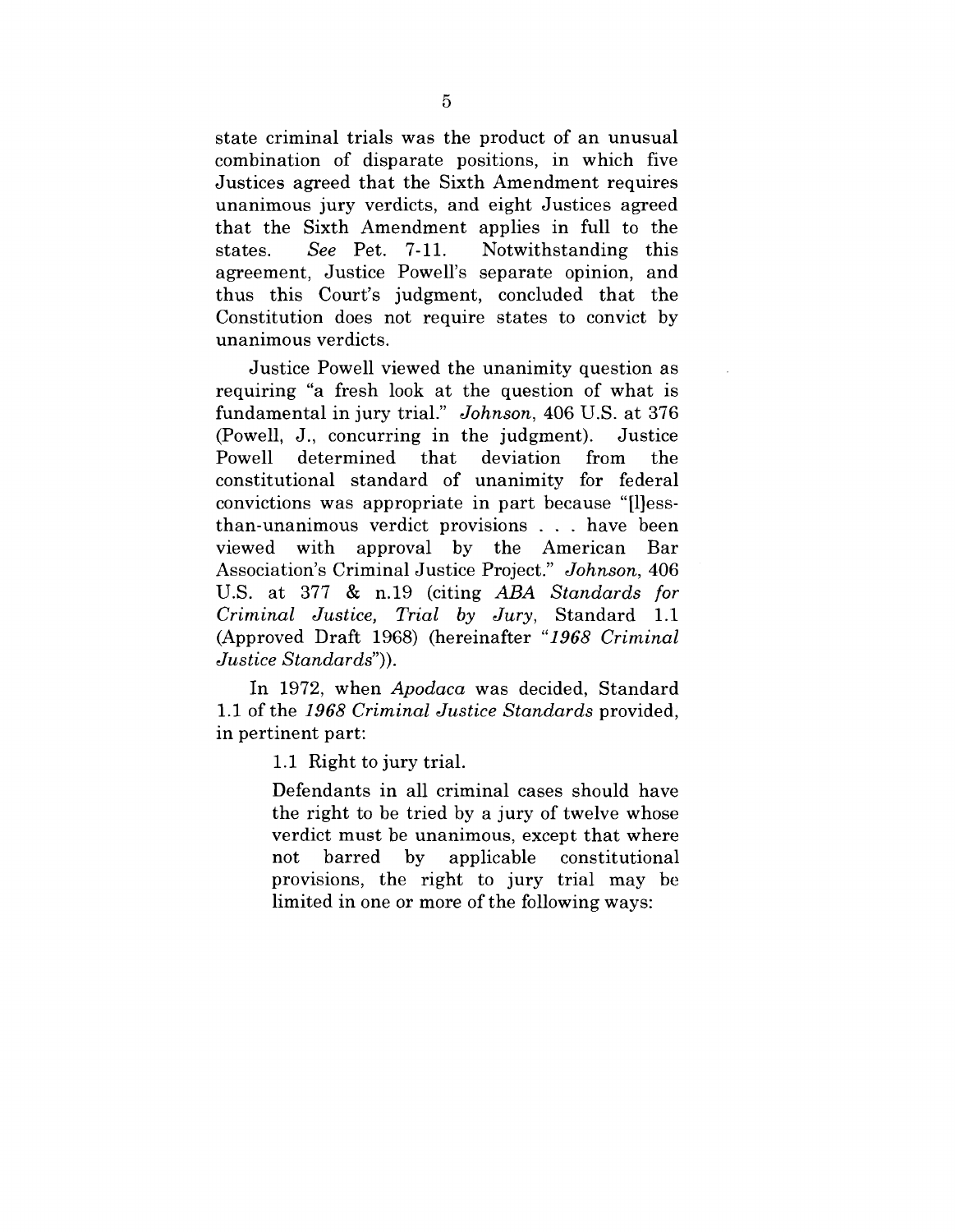state criminal trials was the product of an unusual combination of disparate positions, in which five Justices agreed that the Sixth Amendment requires unanimous jury verdicts, and eight Justices agreed that the Sixth Amendment applies in full to the states. *See* Pet. 7-11. Notwithstanding this agreement, Justice Powell's separate opinion, and thus this Court's judgment, concluded that the Constitution does not require states to convict by unanimous verdicts.

Justice Powell viewed the unanimity question as requiring "a fresh look at the question of what is fundamental in jury trial." *Johnson*, 406 U.S. at 376 (Powell, J., concurring in the judgment). Justice Powell determined that deviation from the constitutional standard of unanimity for federal convictions was appropriate in part because "[l]ess-than-unanimous verdict provisions . . . have been viewed with approval by the American Bar Association's Criminal Justice Project." *Johnson*, 406 U.S. at 377 & n.19 (citing *ABA Standards for Criminal Justice, Trial by Jury*, Standard 1.1 (Approved Draft 1968) (hereinafter "*1968 Criminal Justice Standards*")).

In 1972, when *Apodaca* was decided, Standard 1.1 of the *1968 Criminal Justice Standards* provided, in pertinent part:

> 1.1 Right to jury trial.
>
> Defendants in all criminal cases should have the right to be tried by a jury of twelve whose verdict must be unanimous, except that where not barred by applicable constitutional provisions, the right to jury trial may be limited in one or more of the following ways: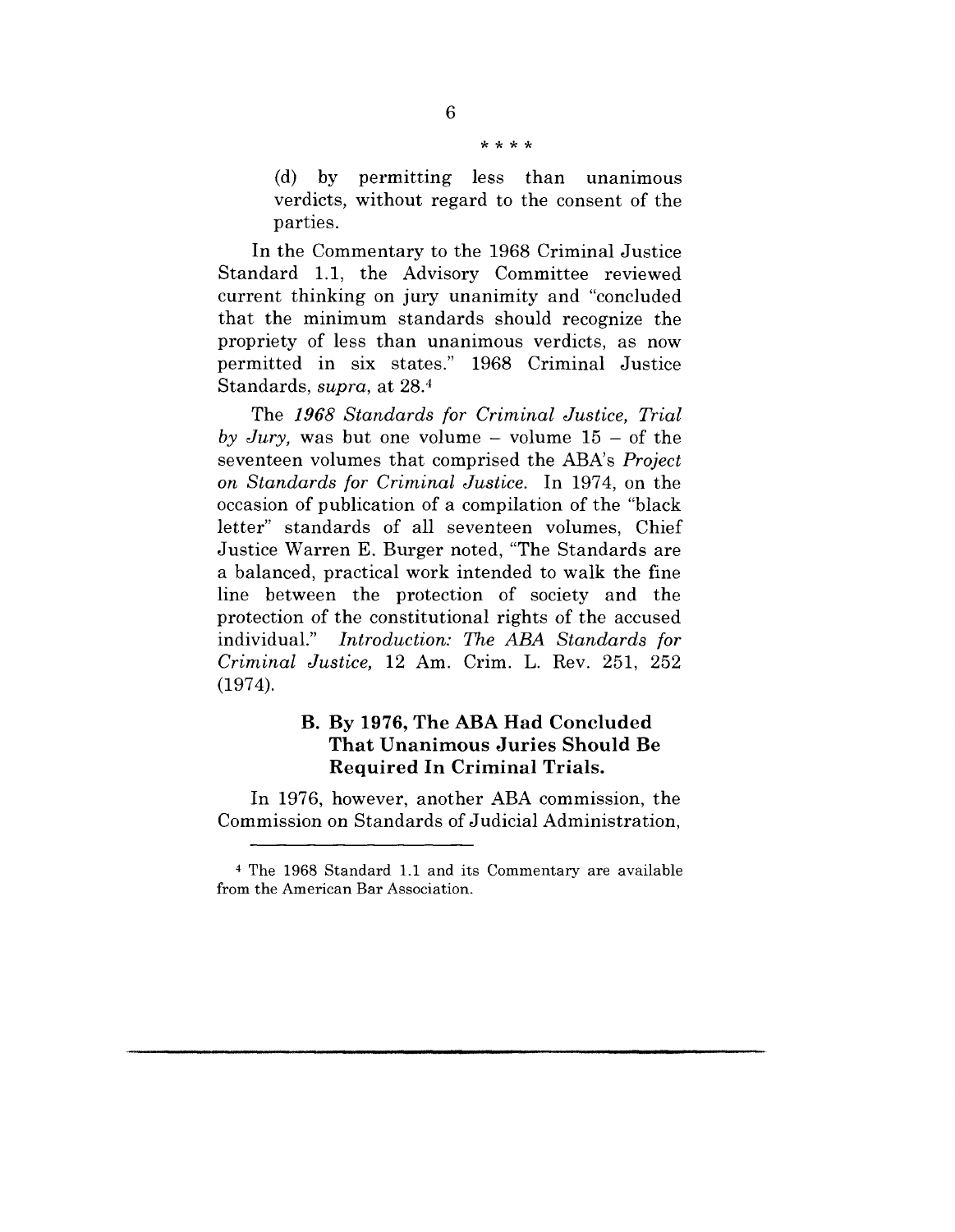\* \* \* \*

> (d) by permitting less than unanimous verdicts, without regard to the consent of the parties.

In the Commentary to the 1968 Criminal Justice Standard 1.1, the Advisory Committee reviewed current thinking on jury unanimity and "concluded that the minimum standards should recognize the propriety of less than unanimous verdicts, as now permitted in six states." 1968 Criminal Justice Standards, *supra*, at 28.[4]

The *1968 Standards for Criminal Justice, Trial by Jury,* was but one volume – volume 15 – of the seventeen volumes that comprised the ABA's *Project on Standards for Criminal Justice.* In 1974, on the occasion of publication of a compilation of the "black letter" standards of all seventeen volumes, Chief Justice Warren E. Burger noted, "The Standards are a balanced, practical work intended to walk the fine line between the protection of society and the protection of the constitutional rights of the accused individual." *Introduction: The ABA Standards for Criminal Justice,* 12 Am. Crim. L. Rev. 251, 252 (1974).

### B. By 1976, The ABA Had Concluded That Unanimous Juries Should Be Required In Criminal Trials.

In 1976, however, another ABA commission, the Commission on Standards of Judicial Administration,

---

[4] The 1968 Standard 1.1 and its Commentary are available from the American Bar Association.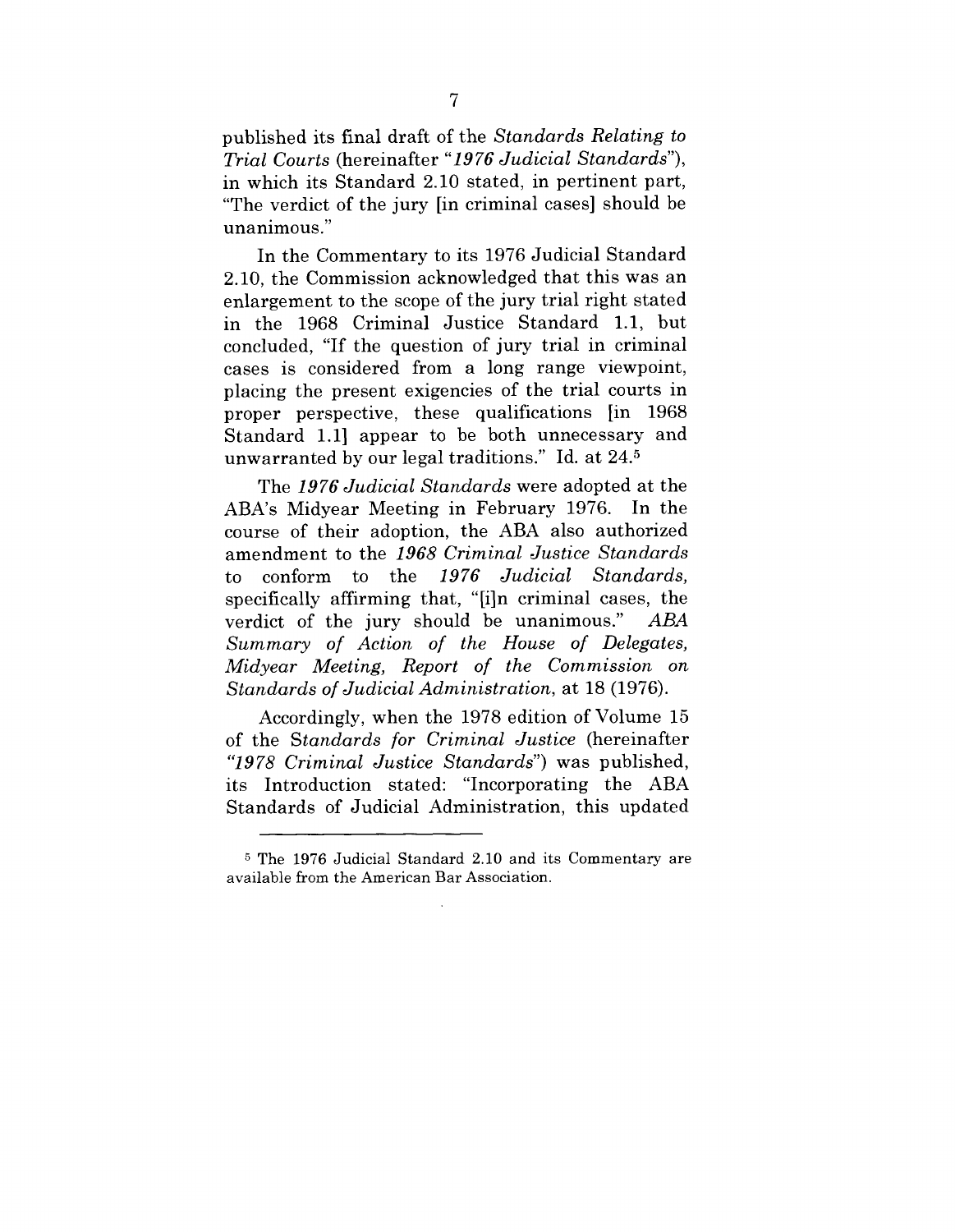published its final draft of the *Standards Relating to Trial Courts* (hereinafter "*1976 Judicial Standards*"), in which its Standard 2.10 stated, in pertinent part, "The verdict of the jury [in criminal cases] should be unanimous."

In the Commentary to its 1976 Judicial Standard 2.10, the Commission acknowledged that this was an enlargement to the scope of the jury trial right stated in the 1968 Criminal Justice Standard 1.1, but concluded, "If the question of jury trial in criminal cases is considered from a long range viewpoint, placing the present exigencies of the trial courts in proper perspective, these qualifications [in 1968 Standard 1.1] appear to be both unnecessary and unwarranted by our legal traditions." Id. at 24.[5]

The *1976 Judicial Standards* were adopted at the ABA's Midyear Meeting in February 1976. In the course of their adoption, the ABA also authorized amendment to the *1968 Criminal Justice Standards* to conform to the *1976 Judicial Standards,* specifically affirming that, "[i]n criminal cases, the verdict of the jury should be unanimous." *ABA Summary of Action of the House of Delegates, Midyear Meeting, Report of the Commission on Standards of Judicial Administration*, at 18 (1976).

Accordingly, when the 1978 edition of Volume 15 of the *Standards for Criminal Justice* (hereinafter "*1978 Criminal Justice Standards*") was published, its Introduction stated: "Incorporating the ABA Standards of Judicial Administration, this updated

---

[5] The 1976 Judicial Standard 2.10 and its Commentary are available from the American Bar Association.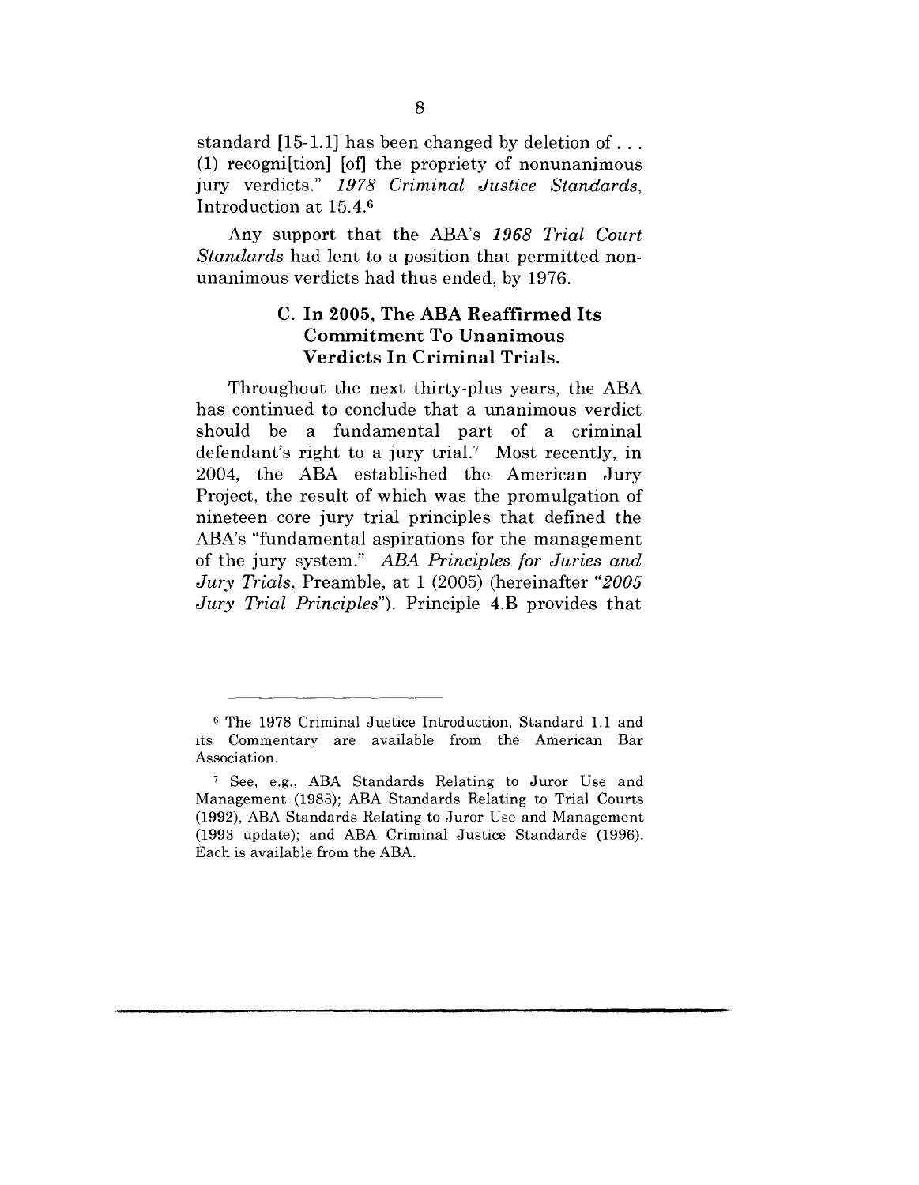standard [15-1.1] has been changed by deletion of . . . (1) recogni[tion] [of] the propriety of nonunanimous jury verdicts." *1978 Criminal Justice Standards*, Introduction at 15.4.[6]

Any support that the ABA's *1968 Trial Court Standards* had lent to a position that permitted non-unanimous verdicts had thus ended, by 1976.

### C. In 2005, The ABA Reaffirmed Its Commitment To Unanimous Verdicts In Criminal Trials.

Throughout the next thirty-plus years, the ABA has continued to conclude that a unanimous verdict should be a fundamental part of a criminal defendant's right to a jury trial.[7] Most recently, in 2004, the ABA established the American Jury Project, the result of which was the promulgation of nineteen core jury trial principles that defined the ABA's "fundamental aspirations for the management of the jury system." *ABA Principles for Juries and Jury Trials*, Preamble, at 1 (2005) (hereinafter "*2005 Jury Trial Principles*"). Principle 4.B provides that

---

[6] The 1978 Criminal Justice Introduction, Standard 1.1 and its Commentary are available from the American Bar Association.

[7] See, e.g., ABA Standards Relating to Juror Use and Management (1983); ABA Standards Relating to Trial Courts (1992), ABA Standards Relating to Juror Use and Management (1993 update); and ABA Criminal Justice Standards (1996). Each is available from the ABA.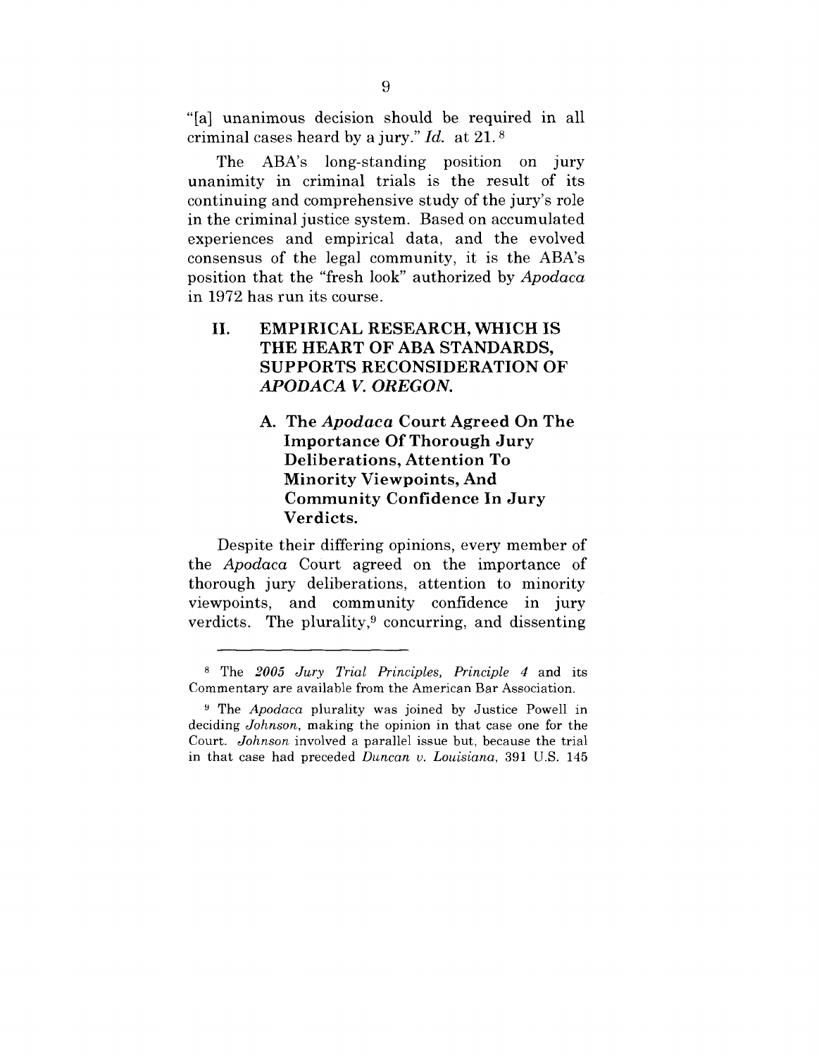"[a] unanimous decision should be required in all criminal cases heard by a jury." *Id.* at 21. [8]

The ABA's long-standing position on jury unanimity in criminal trials is the result of its continuing and comprehensive study of the jury's role in the criminal justice system. Based on accumulated experiences and empirical data, and the evolved consensus of the legal community, it is the ABA's position that the "fresh look" authorized by *Apodaca* in 1972 has run its course.

## II. EMPIRICAL RESEARCH, WHICH IS THE HEART OF ABA STANDARDS, SUPPORTS RECONSIDERATION OF *APODACA V. OREGON.*

### A. The *Apodaca* Court Agreed On The Importance Of Thorough Jury Deliberations, Attention To Minority Viewpoints, And Community Confidence In Jury Verdicts.

Despite their differing opinions, every member of the *Apodaca* Court agreed on the importance of thorough jury deliberations, attention to minority viewpoints, and community confidence in jury verdicts. The plurality,[9] concurring, and dissenting

---

[8] The *2005 Jury Trial Principles, Principle 4* and its Commentary are available from the American Bar Association.

[9] The *Apodaca* plurality was joined by Justice Powell in deciding *Johnson*, making the opinion in that case one for the Court. *Johnson* involved a parallel issue but, because the trial in that case had preceded *Duncan v. Louisiana*, 391 U.S. 145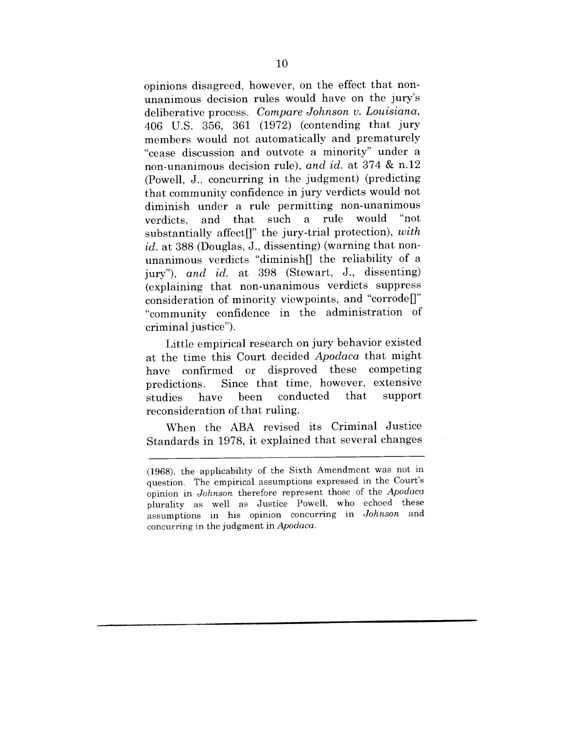opinions disagreed, however, on the effect that non-unanimous decision rules would have on the jury's deliberative process. *Compare Johnson v. Louisiana*, 406 U.S. 356, 361 (1972) (contending that jury members would not automatically and prematurely "cease discussion and outvote a minority" under a non-unanimous decision rule), *and id.* at 374 & n.12 (Powell, J., concurring in the judgment) (predicting that community confidence in jury verdicts would not diminish under a rule permitting non-unanimous verdicts, and that such a rule would "not substantially affect[]" the jury-trial protection), *with id.* at 388 (Douglas, J., dissenting) (warning that non-unanimous verdicts "diminish[] the reliability of a jury"), *and id.* at 398 (Stewart, J., dissenting) (explaining that non-unanimous verdicts suppress consideration of minority viewpoints, and "corrode[]" "community confidence in the administration of criminal justice").

Little empirical research on jury behavior existed at the time this Court decided *Apodaca* that might have confirmed or disproved these competing predictions. Since that time, however, extensive studies have been conducted that support reconsideration of that ruling.

When the ABA revised its Criminal Justice Standards in 1978, it explained that several changes

---

(1968), the applicability of the Sixth Amendment was not in question. The empirical assumptions expressed in the Court's opinion in *Johnson* therefore represent those of the *Apodaca* plurality as well as Justice Powell, who echoed these assumptions in his opinion concurring in *Johnson* and concurring in the judgment in *Apodaca*.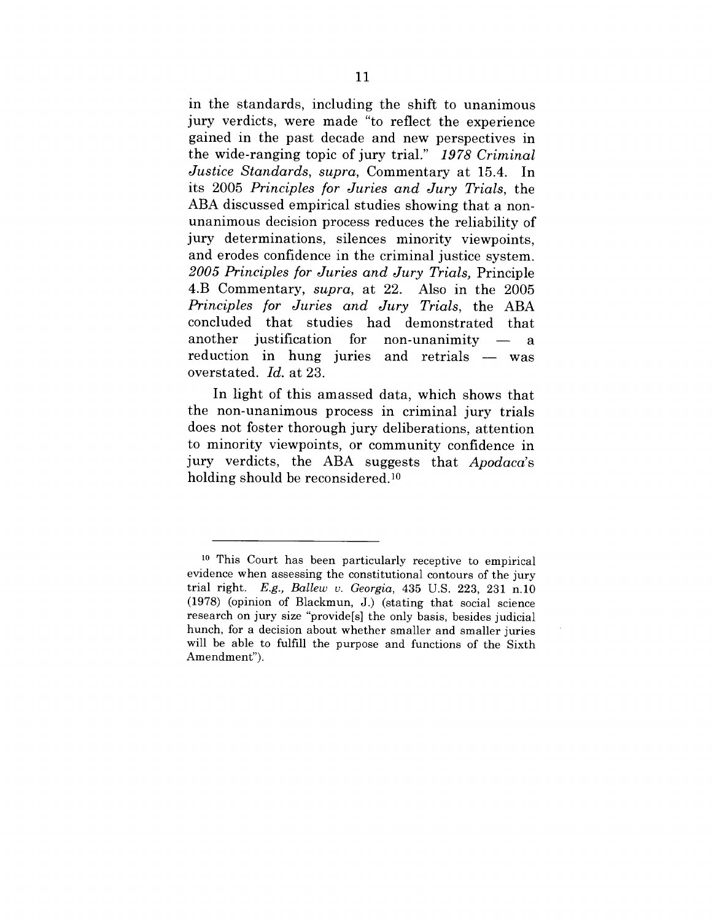in the standards, including the shift to unanimous jury verdicts, were made "to reflect the experience gained in the past decade and new perspectives in the wide-ranging topic of jury trial." *1978 Criminal Justice Standards, supra*, Commentary at 15.4. In its 2005 *Principles for Juries and Jury Trials*, the ABA discussed empirical studies showing that a non-unanimous decision process reduces the reliability of jury determinations, silences minority viewpoints, and erodes confidence in the criminal justice system. *2005 Principles for Juries and Jury Trials,* Principle 4.B Commentary, *supra*, at 22. Also in the 2005 *Principles for Juries and Jury Trials*, the ABA concluded that studies had demonstrated that another justification for non-unanimity — a reduction in hung juries and retrials — was overstated. *Id.* at 23.

In light of this amassed data, which shows that the non-unanimous process in criminal jury trials does not foster thorough jury deliberations, attention to minority viewpoints, or community confidence in jury verdicts, the ABA suggests that *Apodaca*'s holding should be reconsidered.[10]

---

[10] This Court has been particularly receptive to empirical evidence when assessing the constitutional contours of the jury trial right. *E.g., Ballew v. Georgia*, 435 U.S. 223, 231 n.10 (1978) (opinion of Blackmun, J.) (stating that social science research on jury size "provide[s] the only basis, besides judicial hunch, for a decision about whether smaller and smaller juries will be able to fulfill the purpose and functions of the Sixth Amendment").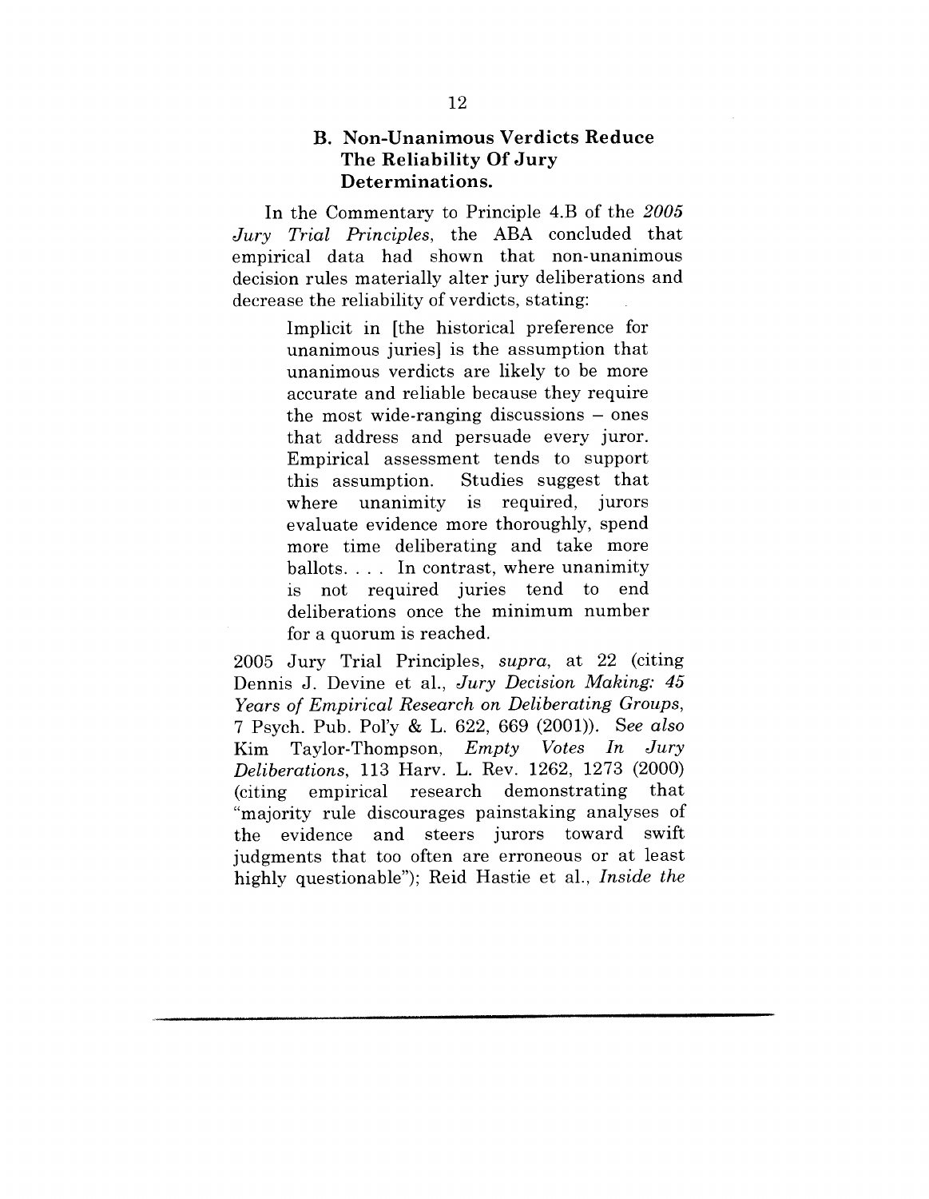### B. Non-Unanimous Verdicts Reduce The Reliability Of Jury Determinations.

In the Commentary to Principle 4.B of the *2005 Jury Trial Principles*, the ABA concluded that empirical data had shown that non-unanimous decision rules materially alter jury deliberations and decrease the reliability of verdicts, stating:

> Implicit in [the historical preference for unanimous juries] is the assumption that unanimous verdicts are likely to be more accurate and reliable because they require the most wide-ranging discussions – ones that address and persuade every juror. Empirical assessment tends to support this assumption. Studies suggest that where unanimity is required, jurors evaluate evidence more thoroughly, spend more time deliberating and take more ballots. . . . In contrast, where unanimity is not required juries tend to end deliberations once the minimum number for a quorum is reached.

2005 Jury Trial Principles, *supra*, at 22 (citing Dennis J. Devine et al., *Jury Decision Making: 45 Years of Empirical Research on Deliberating Groups*, 7 Psych. Pub. Pol'y & L. 622, 669 (2001)). *See also* Kim Taylor-Thompson, *Empty Votes In Jury Deliberations*, 113 Harv. L. Rev. 1262, 1273 (2000) (citing empirical research demonstrating that "majority rule discourages painstaking analyses of the evidence and steers jurors toward swift judgments that too often are erroneous or at least highly questionable"); Reid Hastie et al., *Inside the*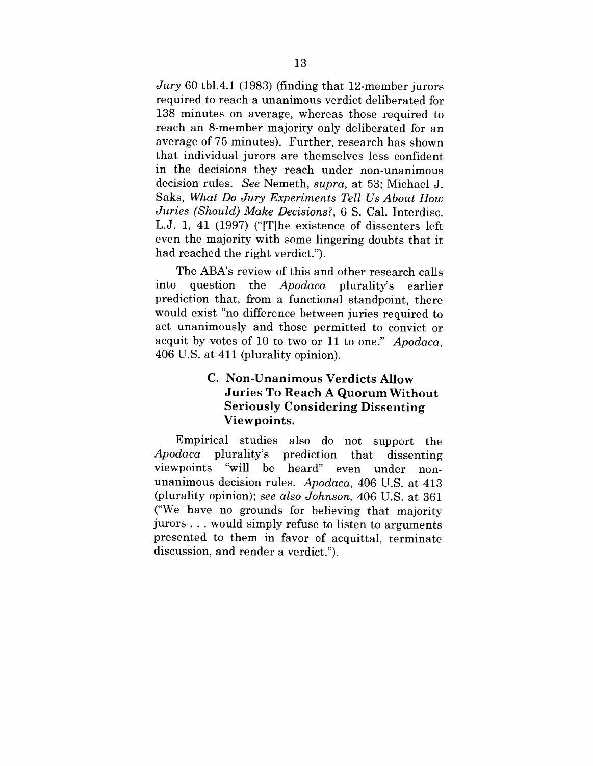*Jury* 60 tbl.4.1 (1983) (finding that 12-member jurors required to reach a unanimous verdict deliberated for 138 minutes on average, whereas those required to reach an 8-member majority only deliberated for an average of 75 minutes). Further, research has shown that individual jurors are themselves less confident in the decisions they reach under non-unanimous decision rules. *See* Nemeth, *supra*, at 53; Michael J. Saks, *What Do Jury Experiments Tell Us About How Juries (Should) Make Decisions?*, 6 S. Cal. Interdisc. L.J. 1, 41 (1997) ("[T]he existence of dissenters left even the majority with some lingering doubts that it had reached the right verdict.").

The ABA's review of this and other research calls into question the *Apodaca* plurality's earlier prediction that, from a functional standpoint, there would exist "no difference between juries required to act unanimously and those permitted to convict or acquit by votes of 10 to two or 11 to one." *Apodaca*, 406 U.S. at 411 (plurality opinion).

### C. Non-Unanimous Verdicts Allow Juries To Reach A Quorum Without Seriously Considering Dissenting Viewpoints.

Empirical studies also do not support the *Apodaca* plurality's prediction that dissenting viewpoints "will be heard" even under non-unanimous decision rules. *Apodaca*, 406 U.S. at 413 (plurality opinion); *see also Johnson*, 406 U.S. at 361 ("We have no grounds for believing that majority jurors . . . would simply refuse to listen to arguments presented to them in favor of acquittal, terminate discussion, and render a verdict.").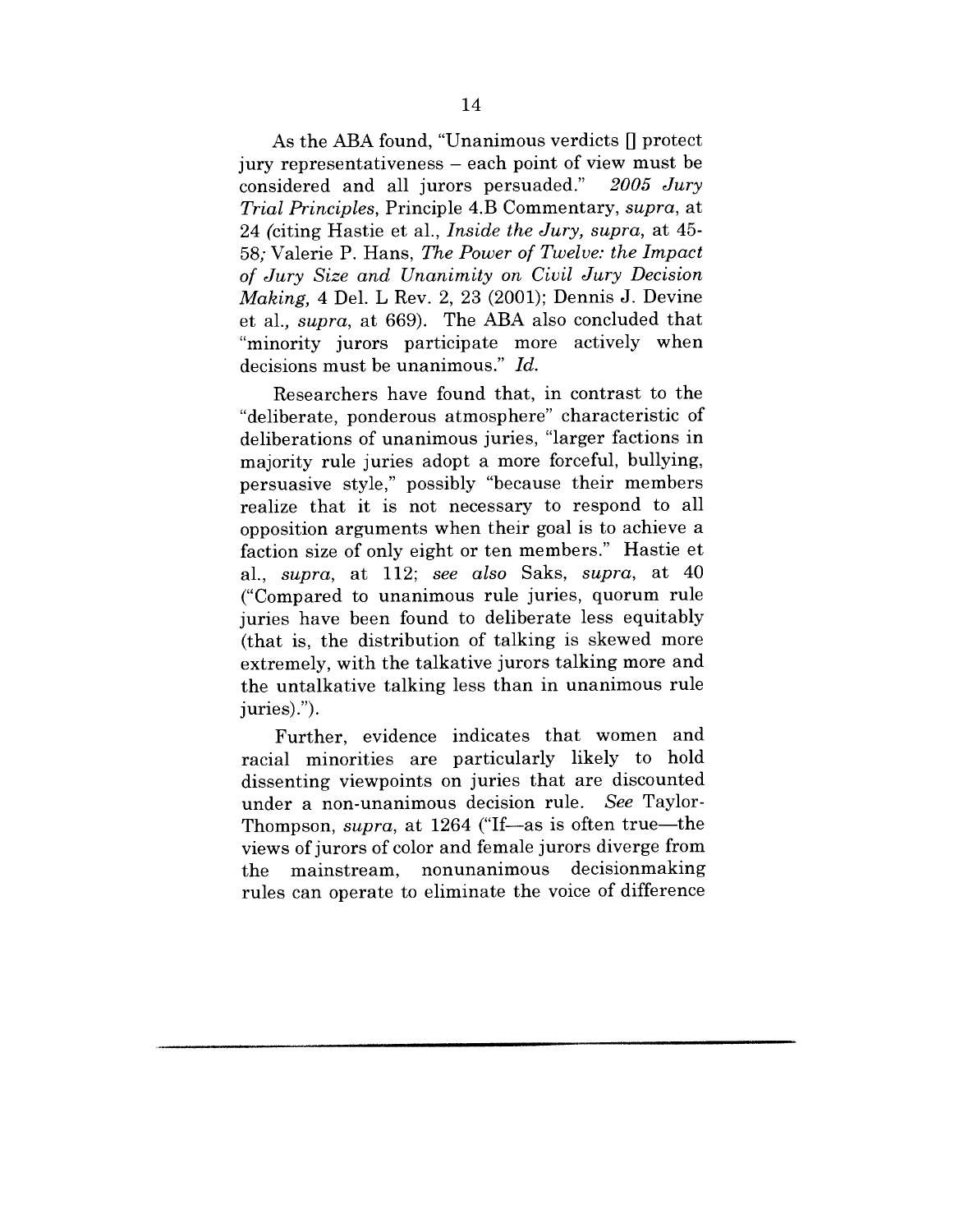As the ABA found, "Unanimous verdicts [] protect jury representativeness – each point of view must be considered and all jurors persuaded." *2005 Jury Trial Principles*, Principle 4.B Commentary, *supra*, at 24 (citing Hastie et al., *Inside the Jury, supra*, at 45-58; Valerie P. Hans, *The Power of Twelve: the Impact of Jury Size and Unanimity on Civil Jury Decision Making*, 4 Del. L Rev. 2, 23 (2001); Dennis J. Devine et al., *supra*, at 669). The ABA also concluded that "minority jurors participate more actively when decisions must be unanimous." *Id.*

Researchers have found that, in contrast to the "deliberate, ponderous atmosphere" characteristic of deliberations of unanimous juries, "larger factions in majority rule juries adopt a more forceful, bullying, persuasive style," possibly "because their members realize that it is not necessary to respond to all opposition arguments when their goal is to achieve a faction size of only eight or ten members." Hastie et al., *supra*, at 112; *see also* Saks, *supra*, at 40 ("Compared to unanimous rule juries, quorum rule juries have been found to deliberate less equitably (that is, the distribution of talking is skewed more extremely, with the talkative jurors talking more and the untalkative talking less than in unanimous rule juries).").

Further, evidence indicates that women and racial minorities are particularly likely to hold dissenting viewpoints on juries that are discounted under a non-unanimous decision rule. *See* Taylor-Thompson, *supra*, at 1264 ("If—as is often true—the views of jurors of color and female jurors diverge from the mainstream, nonunanimous decisionmaking rules can operate to eliminate the voice of difference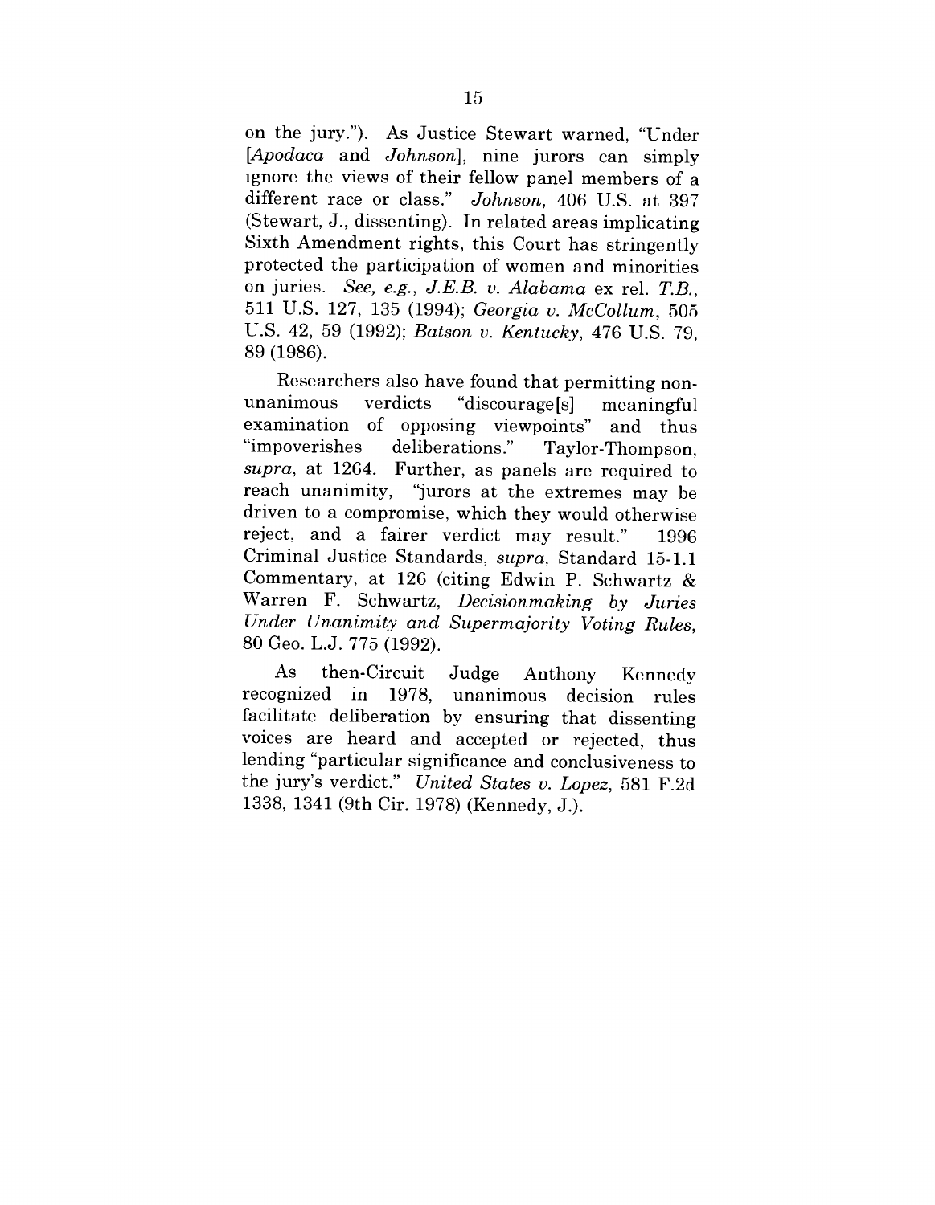on the jury."). As Justice Stewart warned, "Under [*Apodaca* and *Johnson*], nine jurors can simply ignore the views of their fellow panel members of a different race or class." *Johnson*, 406 U.S. at 397 (Stewart, J., dissenting). In related areas implicating Sixth Amendment rights, this Court has stringently protected the participation of women and minorities on juries. *See, e.g., J.E.B. v. Alabama* ex rel. *T.B.*, 511 U.S. 127, 135 (1994); *Georgia v. McCollum*, 505 U.S. 42, 59 (1992); *Batson v. Kentucky*, 476 U.S. 79, 89 (1986).

Researchers also have found that permitting non-unanimous verdicts "discourage[s] meaningful examination of opposing viewpoints" and thus "impoverishes deliberations." Taylor-Thompson, *supra*, at 1264. Further, as panels are required to reach unanimity, "jurors at the extremes may be driven to a compromise, which they would otherwise reject, and a fairer verdict may result." 1996 Criminal Justice Standards, *supra*, Standard 15-1.1 Commentary, at 126 (citing Edwin P. Schwartz & Warren F. Schwartz, *Decisionmaking by Juries Under Unanimity and Supermajority Voting Rules*, 80 Geo. L.J. 775 (1992).

As then-Circuit Judge Anthony Kennedy recognized in 1978, unanimous decision rules facilitate deliberation by ensuring that dissenting voices are heard and accepted or rejected, thus lending "particular significance and conclusiveness to the jury's verdict." *United States v. Lopez*, 581 F.2d 1338, 1341 (9th Cir. 1978) (Kennedy, J.).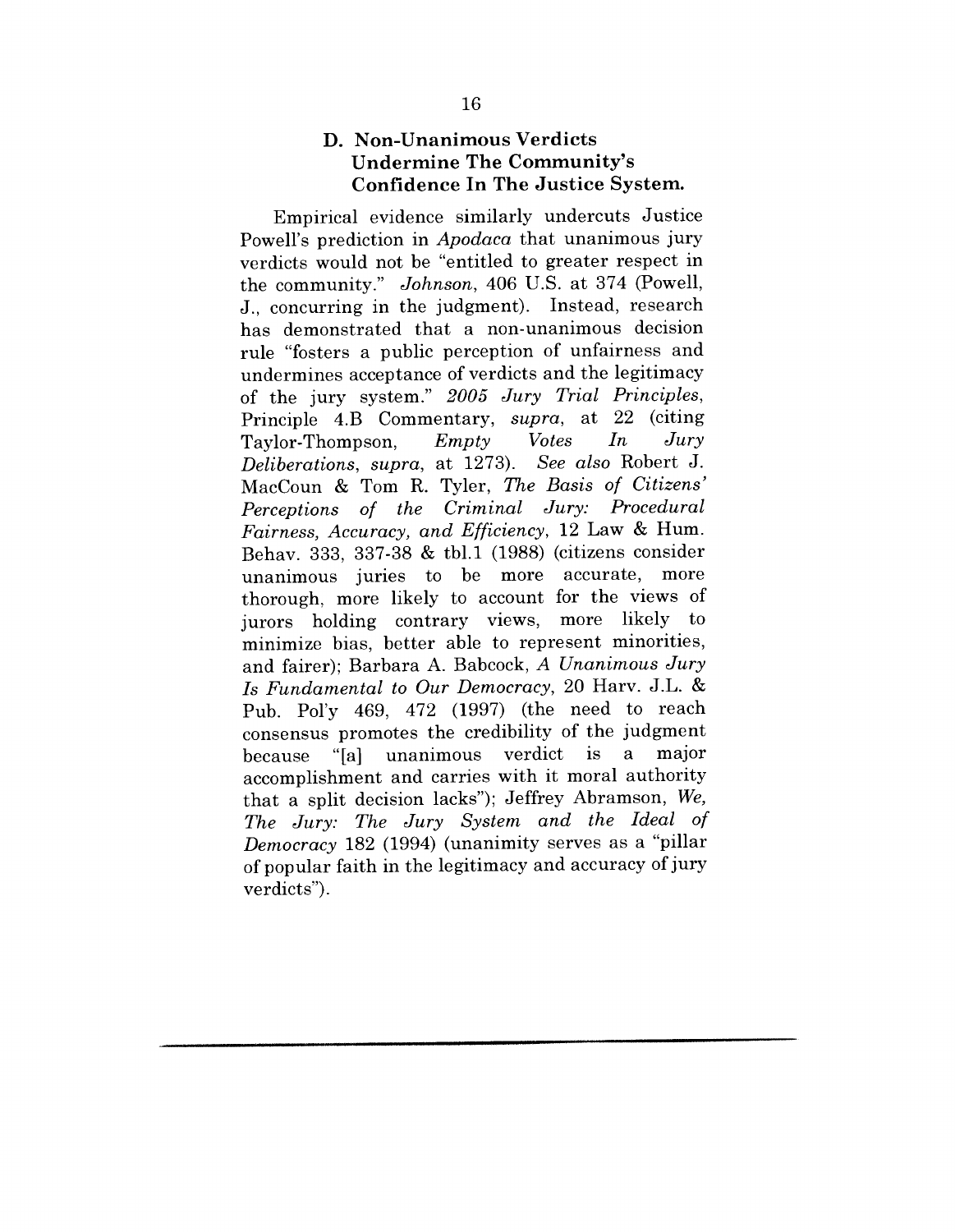### D. Non-Unanimous Verdicts Undermine The Community's Confidence In The Justice System.

Empirical evidence similarly undercuts Justice Powell's prediction in *Apodaca* that unanimous jury verdicts would not be "entitled to greater respect in the community." *Johnson*, 406 U.S. at 374 (Powell, J., concurring in the judgment). Instead, research has demonstrated that a non-unanimous decision rule "fosters a public perception of unfairness and undermines acceptance of verdicts and the legitimacy of the jury system." *2005 Jury Trial Principles*, Principle 4.B Commentary, *supra*, at 22 (citing Taylor-Thompson, *Empty Votes In Jury Deliberations*, *supra*, at 1273). *See also* Robert J. MacCoun & Tom R. Tyler, *The Basis of Citizens' Perceptions of the Criminal Jury: Procedural Fairness, Accuracy, and Efficiency*, 12 Law & Hum. Behav. 333, 337-38 & tbl.1 (1988) (citizens consider unanimous juries to be more accurate, more thorough, more likely to account for the views of jurors holding contrary views, more likely to minimize bias, better able to represent minorities, and fairer); Barbara A. Babcock, *A Unanimous Jury Is Fundamental to Our Democracy*, 20 Harv. J.L. & Pub. Pol'y 469, 472 (1997) (the need to reach consensus promotes the credibility of the judgment because "[a] unanimous verdict is a major accomplishment and carries with it moral authority that a split decision lacks"); Jeffrey Abramson, *We, The Jury: The Jury System and the Ideal of Democracy* 182 (1994) (unanimity serves as a "pillar of popular faith in the legitimacy and accuracy of jury verdicts").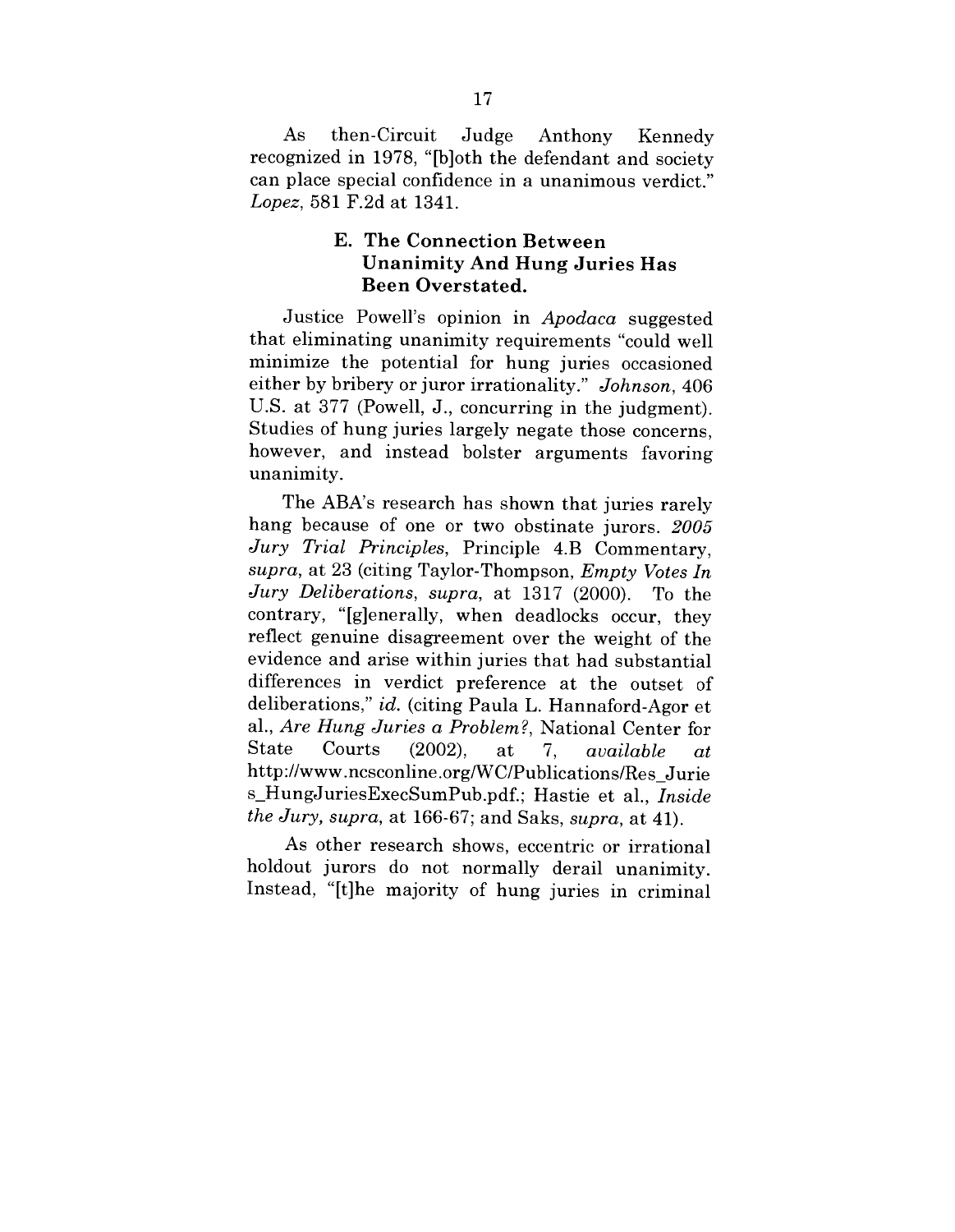As then-Circuit Judge Anthony Kennedy recognized in 1978, "[b]oth the defendant and society can place special confidence in a unanimous verdict." *Lopez*, 581 F.2d at 1341.

### E. The Connection Between Unanimity And Hung Juries Has Been Overstated.

Justice Powell's opinion in *Apodaca* suggested that eliminating unanimity requirements "could well minimize the potential for hung juries occasioned either by bribery or juror irrationality." *Johnson*, 406 U.S. at 377 (Powell, J., concurring in the judgment). Studies of hung juries largely negate those concerns, however, and instead bolster arguments favoring unanimity.

The ABA's research has shown that juries rarely hang because of one or two obstinate jurors. *2005 Jury Trial Principles*, Principle 4.B Commentary, *supra*, at 23 (citing Taylor-Thompson, *Empty Votes In Jury Deliberations*, *supra*, at 1317 (2000). To the contrary, "[g]enerally, when deadlocks occur, they reflect genuine disagreement over the weight of the evidence and arise within juries that had substantial differences in verdict preference at the outset of deliberations," *id.* (citing Paula L. Hannaford-Agor et al., *Are Hung Juries a Problem?*, National Center for State Courts (2002), at 7, *available at* http://www.ncsconline.org/WC/Publications/Res_Juries_HungJuriesExecSumPub.pdf.; Hastie et al., *Inside the Jury, supra*, at 166-67; and Saks, *supra*, at 41).

As other research shows, eccentric or irrational holdout jurors do not normally derail unanimity. Instead, "[t]he majority of hung juries in criminal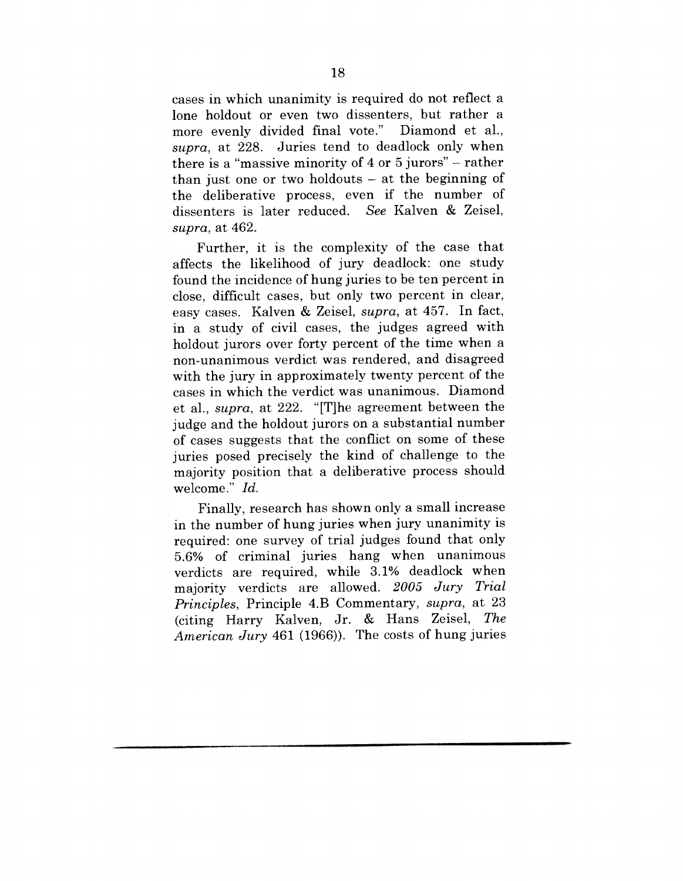cases in which unanimity is required do not reflect a lone holdout or even two dissenters, but rather a more evenly divided final vote." Diamond et al., *supra*, at 228. Juries tend to deadlock only when there is a "massive minority of 4 or 5 jurors" – rather than just one or two holdouts – at the beginning of the deliberative process, even if the number of dissenters is later reduced. *See* Kalven & Zeisel, *supra*, at 462.

Further, it is the complexity of the case that affects the likelihood of jury deadlock: one study found the incidence of hung juries to be ten percent in close, difficult cases, but only two percent in clear, easy cases. Kalven & Zeisel, *supra*, at 457. In fact, in a study of civil cases, the judges agreed with holdout jurors over forty percent of the time when a non-unanimous verdict was rendered, and disagreed with the jury in approximately twenty percent of the cases in which the verdict was unanimous. Diamond et al., *supra*, at 222. "[T]he agreement between the judge and the holdout jurors on a substantial number of cases suggests that the conflict on some of these juries posed precisely the kind of challenge to the majority position that a deliberative process should welcome." *Id.*

Finally, research has shown only a small increase in the number of hung juries when jury unanimity is required: one survey of trial judges found that only 5.6% of criminal juries hang when unanimous verdicts are required, while 3.1% deadlock when majority verdicts are allowed. *2005 Jury Trial Principles*, Principle 4.B Commentary, *supra*, at 23 (citing Harry Kalven, Jr. & Hans Zeisel, *The American Jury* 461 (1966)). The costs of hung juries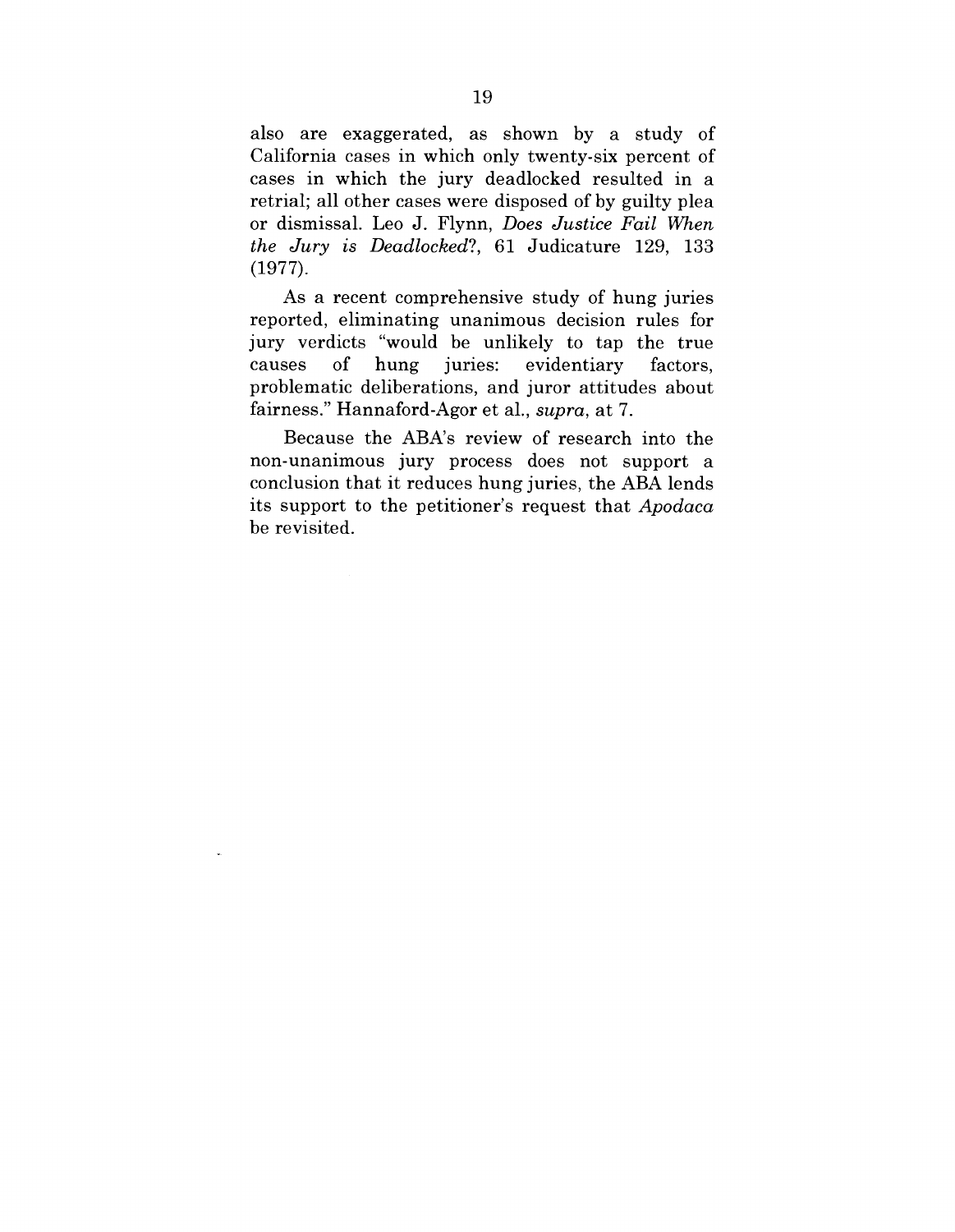also are exaggerated, as shown by a study of California cases in which only twenty-six percent of cases in which the jury deadlocked resulted in a retrial; all other cases were disposed of by guilty plea or dismissal. Leo J. Flynn, *Does Justice Fail When the Jury is Deadlocked?*, 61 Judicature 129, 133 (1977).

As a recent comprehensive study of hung juries reported, eliminating unanimous decision rules for jury verdicts "would be unlikely to tap the true causes of hung juries: evidentiary factors, problematic deliberations, and juror attitudes about fairness." Hannaford-Agor et al., *supra*, at 7.

Because the ABA's review of research into the non-unanimous jury process does not support a conclusion that it reduces hung juries, the ABA lends its support to the petitioner's request that *Apodaca* be revisited.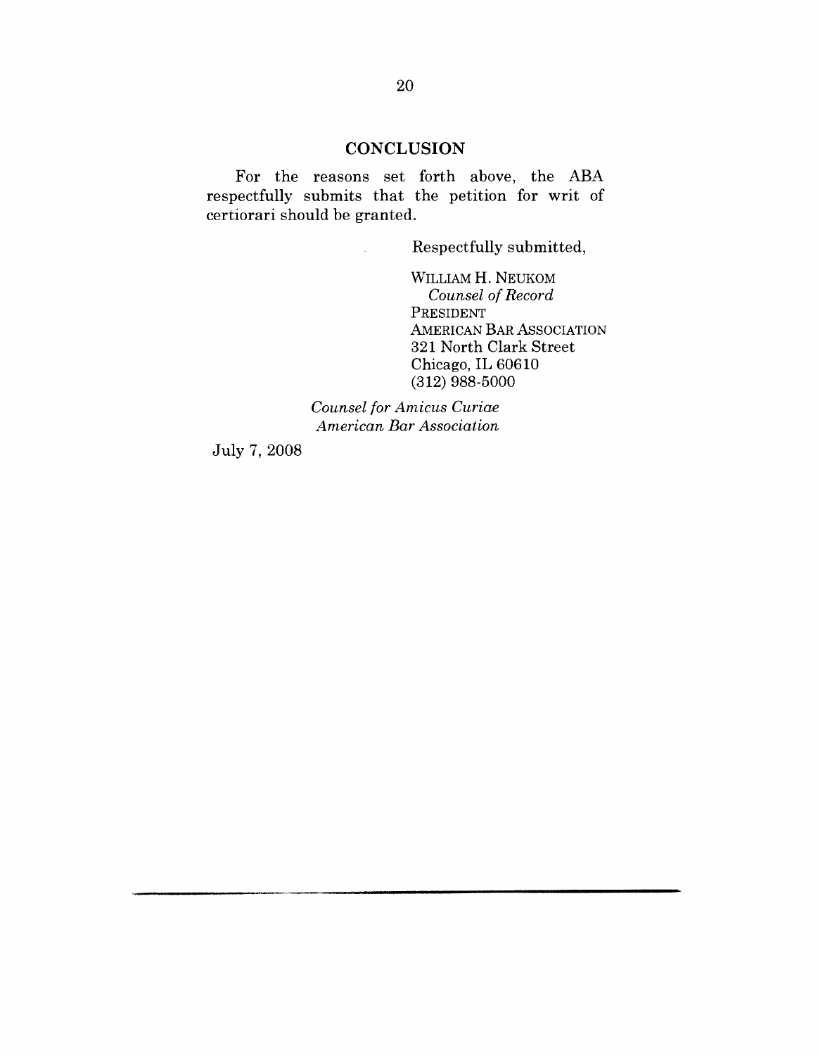## CONCLUSION

For the reasons set forth above, the ABA respectfully submits that the petition for writ of certiorari should be granted.

Respectfully submitted,

WILLIAM H. NEUKOM
*Counsel of Record*
PRESIDENT
AMERICAN BAR ASSOCIATION
321 North Clark Street
Chicago, IL 60610
(312) 988-5000

*Counsel for Amicus Curiae*
*American Bar Association*

July 7, 2008